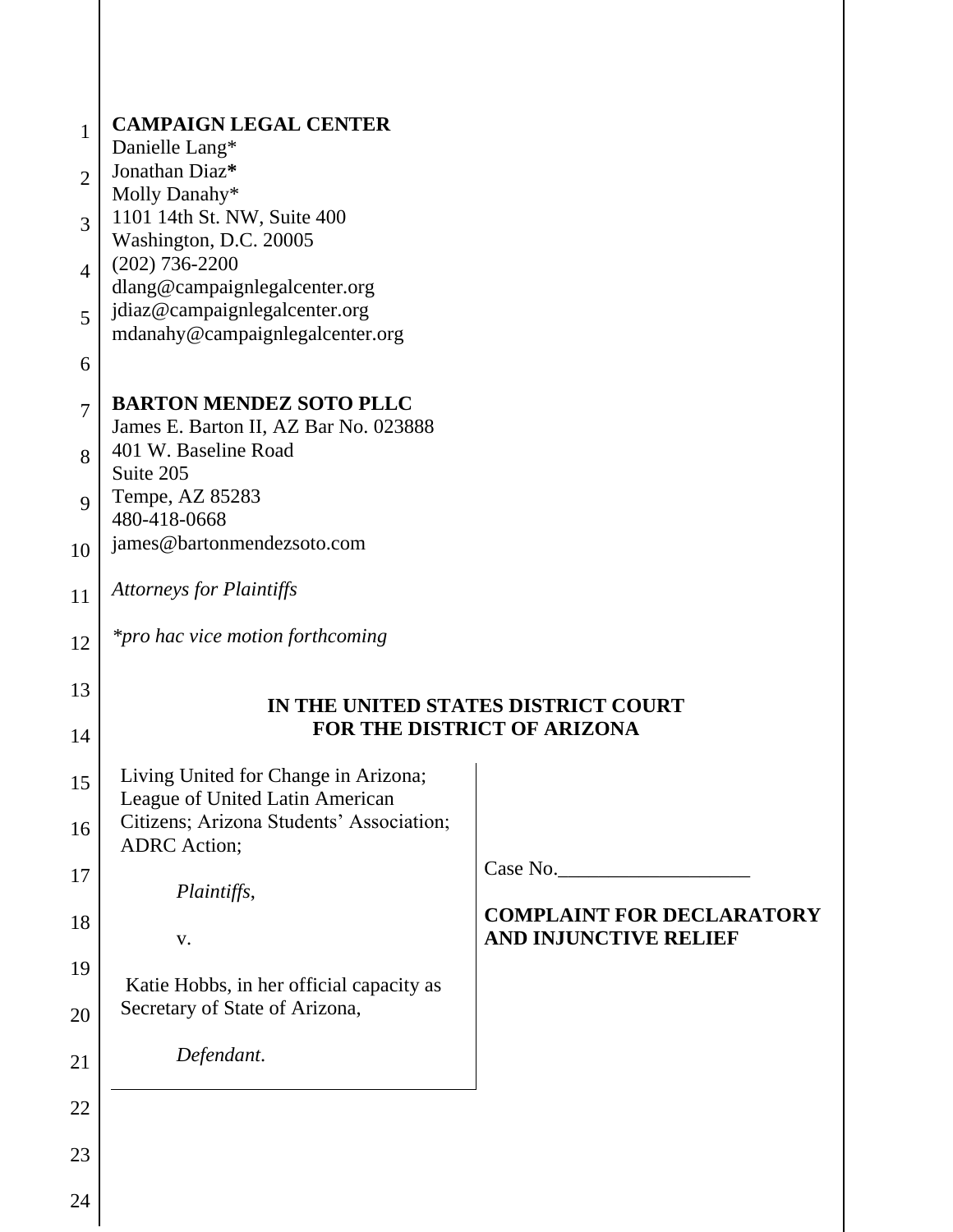**CAMPAIGN LEGAL CENTER**
Danielle Lang*
Jonathan Diaz*
Molly Danahy*
1101 14th St. NW, Suite 400
Washington, D.C. 20005
(202) 736-2200
dlang@campaignlegalcenter.org
jdiaz@campaignlegalcenter.org
mdanahy@campaignlegalcenter.org

**BARTON MENDEZ SOTO PLLC**
James E. Barton II, AZ Bar No. 023888
401 W. Baseline Road
Suite 205
Tempe, AZ 85283
480-418-0668
james@bartonmendezsoto.com

*Attorneys for Plaintiffs*

*\*pro hac vice motion forthcoming*

**IN THE UNITED STATES DISTRICT COURT**
**FOR THE DISTRICT OF ARIZONA**

Living United for Change in Arizona; League of United Latin American Citizens; Arizona Students' Association; ADRC Action;

*Plaintiffs*,

v.

Katie Hobbs, in her official capacity as Secretary of State of Arizona,

*Defendant*.

Case No.___________________

**COMPLAINT FOR DECLARATORY AND INJUNCTIVE RELIEF**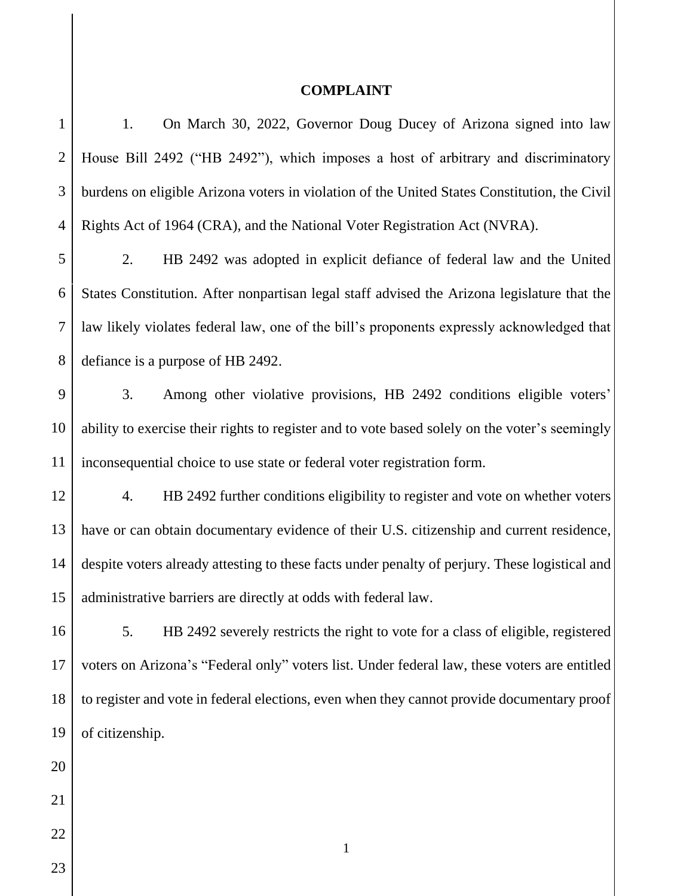# COMPLAINT

1. On March 30, 2022, Governor Doug Ducey of Arizona signed into law House Bill 2492 ("HB 2492"), which imposes a host of arbitrary and discriminatory burdens on eligible Arizona voters in violation of the United States Constitution, the Civil Rights Act of 1964 (CRA), and the National Voter Registration Act (NVRA).

2. HB 2492 was adopted in explicit defiance of federal law and the United States Constitution. After nonpartisan legal staff advised the Arizona legislature that the law likely violates federal law, one of the bill's proponents expressly acknowledged that defiance is a purpose of HB 2492.

3. Among other violative provisions, HB 2492 conditions eligible voters' ability to exercise their rights to register and to vote based solely on the voter's seemingly inconsequential choice to use state or federal voter registration form.

4. HB 2492 further conditions eligibility to register and vote on whether voters have or can obtain documentary evidence of their U.S. citizenship and current residence, despite voters already attesting to these facts under penalty of perjury. These logistical and administrative barriers are directly at odds with federal law.

5. HB 2492 severely restricts the right to vote for a class of eligible, registered voters on Arizona's "Federal only" voters list. Under federal law, these voters are entitled to register and vote in federal elections, even when they cannot provide documentary proof of citizenship.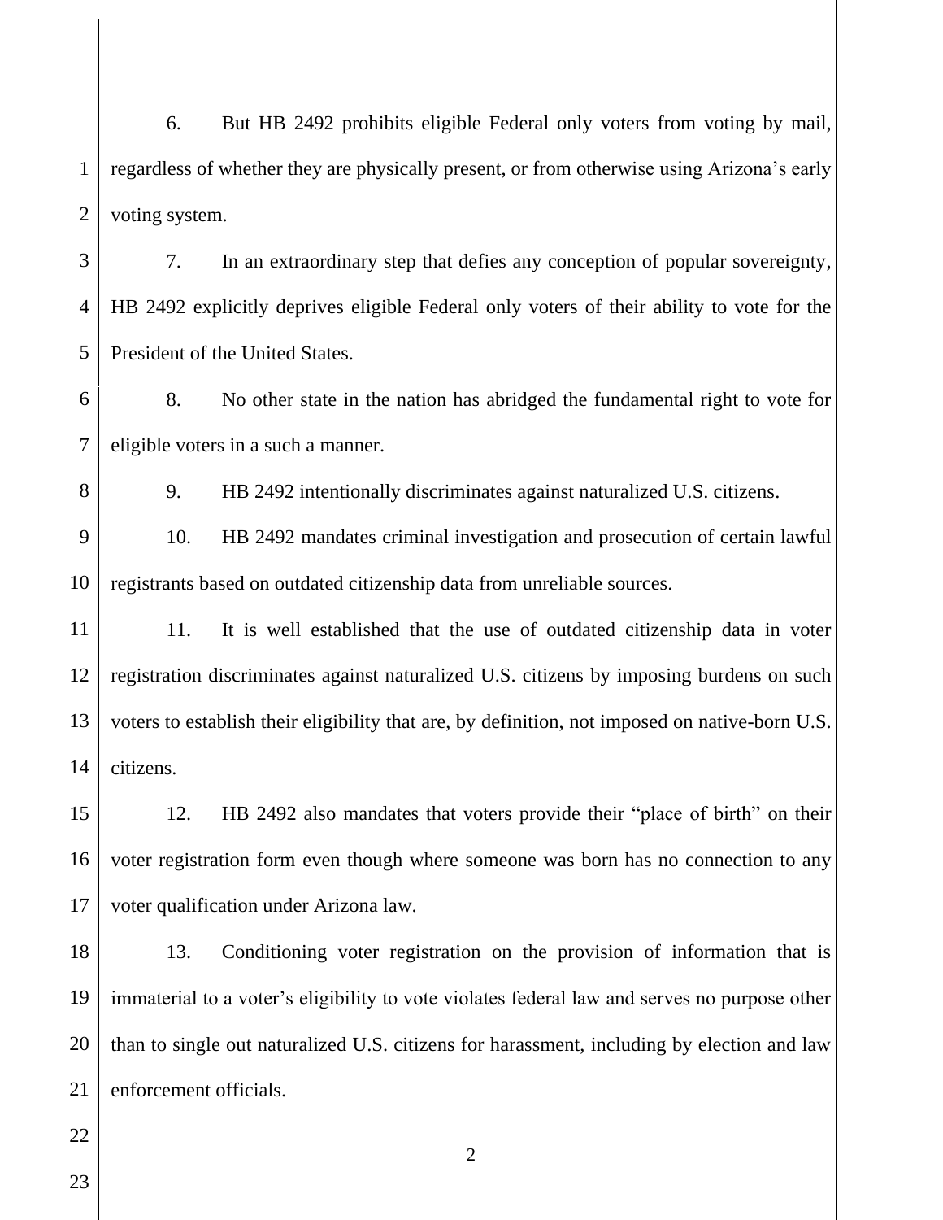6. But HB 2492 prohibits eligible Federal only voters from voting by mail, regardless of whether they are physically present, or from otherwise using Arizona's early voting system.

7. In an extraordinary step that defies any conception of popular sovereignty, HB 2492 explicitly deprives eligible Federal only voters of their ability to vote for the President of the United States.

8. No other state in the nation has abridged the fundamental right to vote for eligible voters in a such a manner.

9. HB 2492 intentionally discriminates against naturalized U.S. citizens.

10. HB 2492 mandates criminal investigation and prosecution of certain lawful registrants based on outdated citizenship data from unreliable sources.

11. It is well established that the use of outdated citizenship data in voter registration discriminates against naturalized U.S. citizens by imposing burdens on such voters to establish their eligibility that are, by definition, not imposed on native-born U.S. citizens.

12. HB 2492 also mandates that voters provide their "place of birth" on their voter registration form even though where someone was born has no connection to any voter qualification under Arizona law.

13. Conditioning voter registration on the provision of information that is immaterial to a voter's eligibility to vote violates federal law and serves no purpose other than to single out naturalized U.S. citizens for harassment, including by election and law enforcement officials.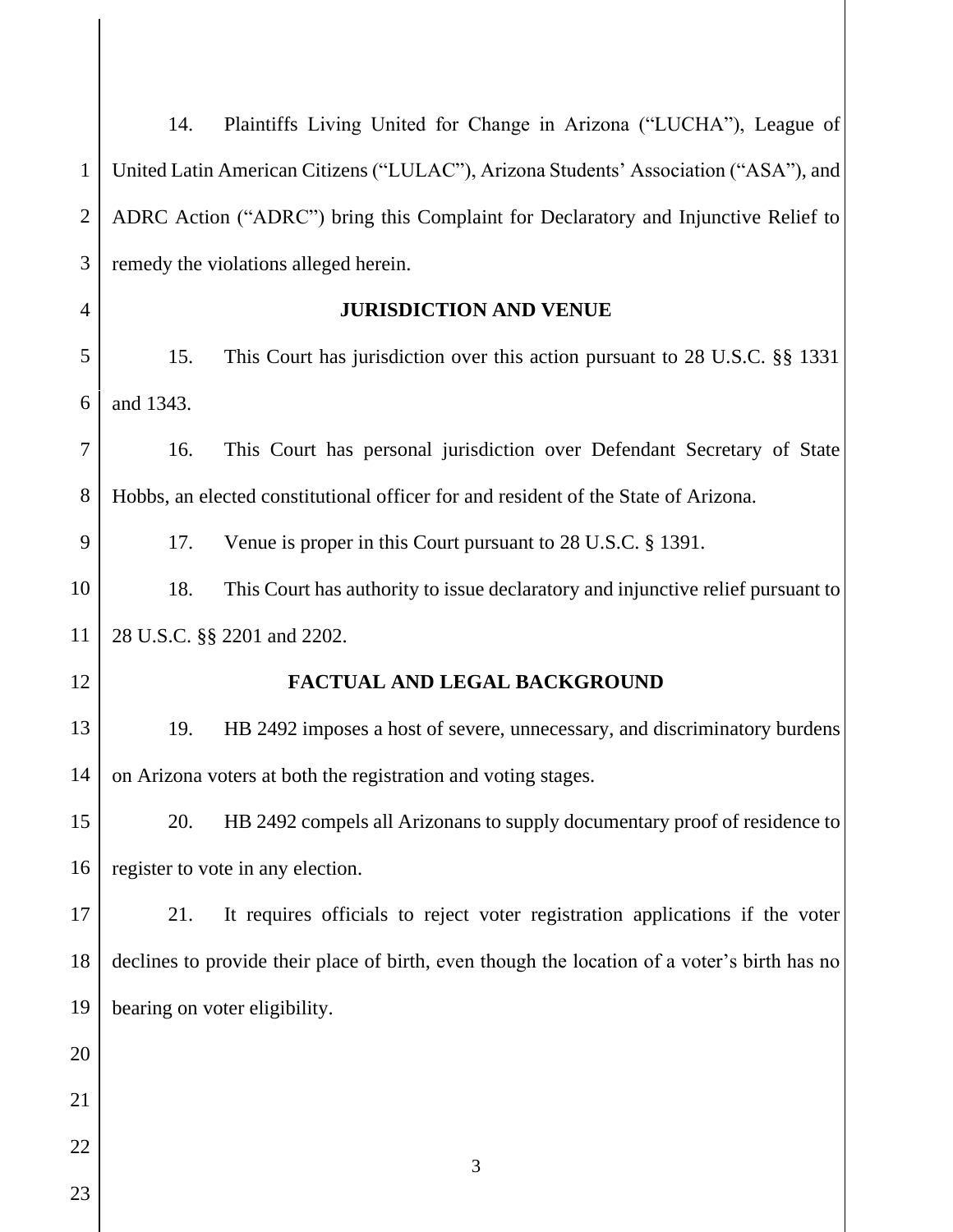14. Plaintiffs Living United for Change in Arizona ("LUCHA"), League of United Latin American Citizens ("LULAC"), Arizona Students' Association ("ASA"), and ADRC Action ("ADRC") bring this Complaint for Declaratory and Injunctive Relief to remedy the violations alleged herein.

## JURISDICTION AND VENUE

15. This Court has jurisdiction over this action pursuant to 28 U.S.C. §§ 1331 and 1343.

16. This Court has personal jurisdiction over Defendant Secretary of State Hobbs, an elected constitutional officer for and resident of the State of Arizona.

17. Venue is proper in this Court pursuant to 28 U.S.C. § 1391.

18. This Court has authority to issue declaratory and injunctive relief pursuant to 28 U.S.C. §§ 2201 and 2202.

## FACTUAL AND LEGAL BACKGROUND

19. HB 2492 imposes a host of severe, unnecessary, and discriminatory burdens on Arizona voters at both the registration and voting stages.

20. HB 2492 compels all Arizonans to supply documentary proof of residence to register to vote in any election.

21. It requires officials to reject voter registration applications if the voter declines to provide their place of birth, even though the location of a voter's birth has no bearing on voter eligibility.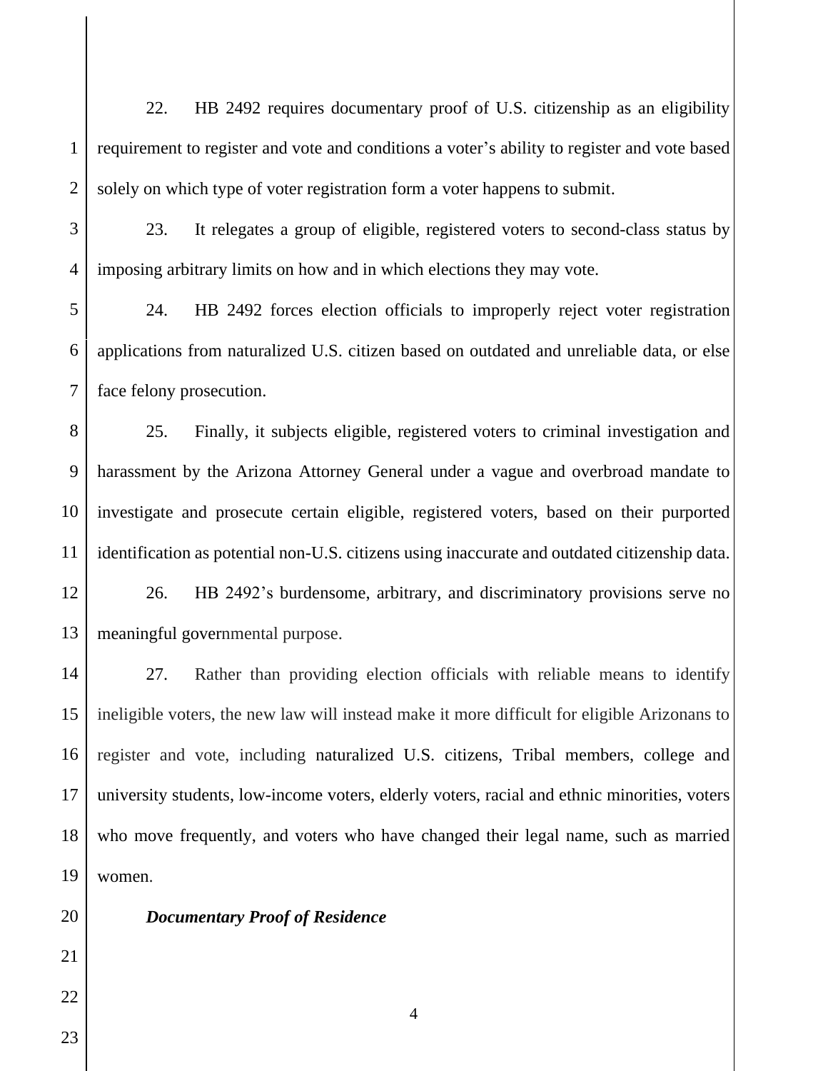22. HB 2492 requires documentary proof of U.S. citizenship as an eligibility requirement to register and vote and conditions a voter's ability to register and vote based solely on which type of voter registration form a voter happens to submit.

23. It relegates a group of eligible, registered voters to second-class status by imposing arbitrary limits on how and in which elections they may vote.

24. HB 2492 forces election officials to improperly reject voter registration applications from naturalized U.S. citizen based on outdated and unreliable data, or else face felony prosecution.

25. Finally, it subjects eligible, registered voters to criminal investigation and harassment by the Arizona Attorney General under a vague and overbroad mandate to investigate and prosecute certain eligible, registered voters, based on their purported identification as potential non-U.S. citizens using inaccurate and outdated citizenship data.

26. HB 2492's burdensome, arbitrary, and discriminatory provisions serve no meaningful governmental purpose.

27. Rather than providing election officials with reliable means to identify ineligible voters, the new law will instead make it more difficult for eligible Arizonans to register and vote, including naturalized U.S. citizens, Tribal members, college and university students, low-income voters, elderly voters, racial and ethnic minorities, voters who move frequently, and voters who have changed their legal name, such as married women.

***Documentary Proof of Residence***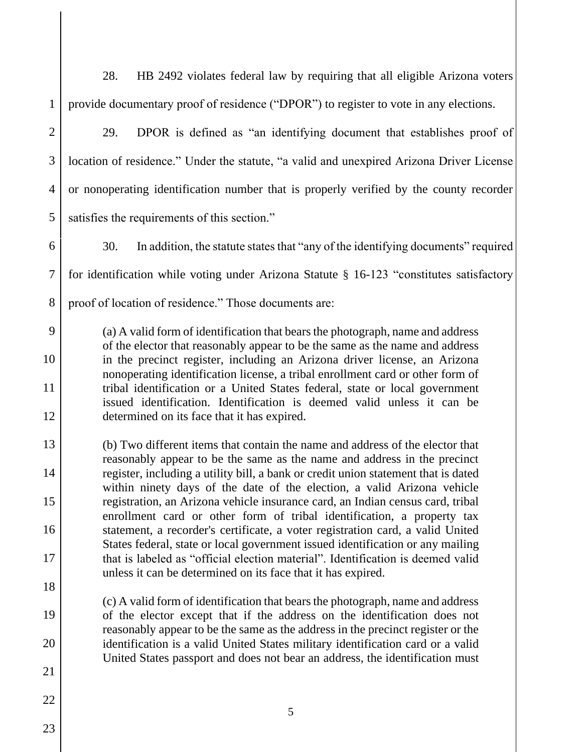28. HB 2492 violates federal law by requiring that all eligible Arizona voters provide documentary proof of residence ("DPOR") to register to vote in any elections.

29. DPOR is defined as "an identifying document that establishes proof of location of residence." Under the statute, "a valid and unexpired Arizona Driver License or nonoperating identification number that is properly verified by the county recorder satisfies the requirements of this section."

30. In addition, the statute states that "any of the identifying documents" required for identification while voting under Arizona Statute § 16-123 "constitutes satisfactory proof of location of residence." Those documents are:

> (a) A valid form of identification that bears the photograph, name and address of the elector that reasonably appear to be the same as the name and address in the precinct register, including an Arizona driver license, an Arizona nonoperating identification license, a tribal enrollment card or other form of tribal identification or a United States federal, state or local government issued identification. Identification is deemed valid unless it can be determined on its face that it has expired.
>
> (b) Two different items that contain the name and address of the elector that reasonably appear to be the same as the name and address in the precinct register, including a utility bill, a bank or credit union statement that is dated within ninety days of the date of the election, a valid Arizona vehicle registration, an Arizona vehicle insurance card, an Indian census card, tribal enrollment card or other form of tribal identification, a property tax statement, a recorder's certificate, a voter registration card, a valid United States federal, state or local government issued identification or any mailing that is labeled as "official election material". Identification is deemed valid unless it can be determined on its face that it has expired.
>
> (c) A valid form of identification that bears the photograph, name and address of the elector except that if the address on the identification does not reasonably appear to be the same as the address in the precinct register or the identification is a valid United States military identification card or a valid United States passport and does not bear an address, the identification must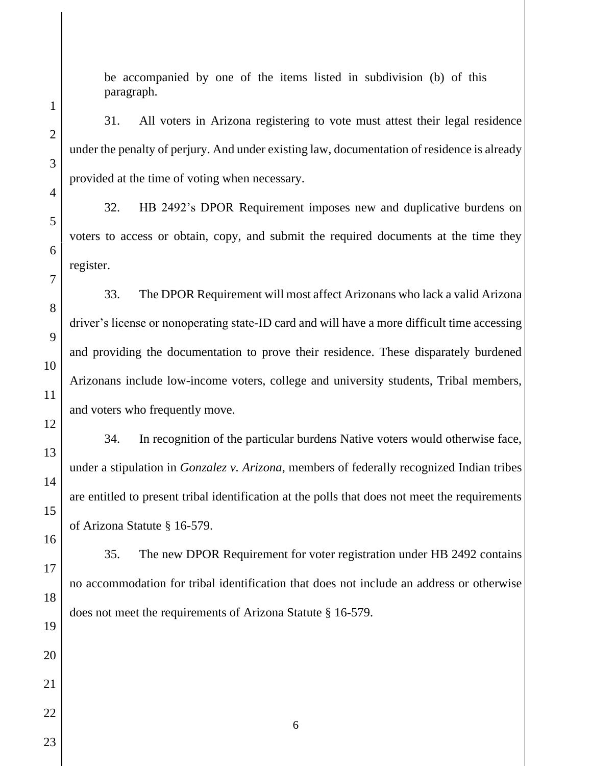be accompanied by one of the items listed in subdivision (b) of this paragraph.

31. All voters in Arizona registering to vote must attest their legal residence under the penalty of perjury. And under existing law, documentation of residence is already provided at the time of voting when necessary.

32. HB 2492's DPOR Requirement imposes new and duplicative burdens on voters to access or obtain, copy, and submit the required documents at the time they register.

33. The DPOR Requirement will most affect Arizonans who lack a valid Arizona driver's license or nonoperating state-ID card and will have a more difficult time accessing and providing the documentation to prove their residence. These disparately burdened Arizonans include low-income voters, college and university students, Tribal members, and voters who frequently move.

34. In recognition of the particular burdens Native voters would otherwise face, under a stipulation in *Gonzalez v. Arizona*, members of federally recognized Indian tribes are entitled to present tribal identification at the polls that does not meet the requirements of Arizona Statute § 16-579.

35. The new DPOR Requirement for voter registration under HB 2492 contains no accommodation for tribal identification that does not include an address or otherwise does not meet the requirements of Arizona Statute § 16-579.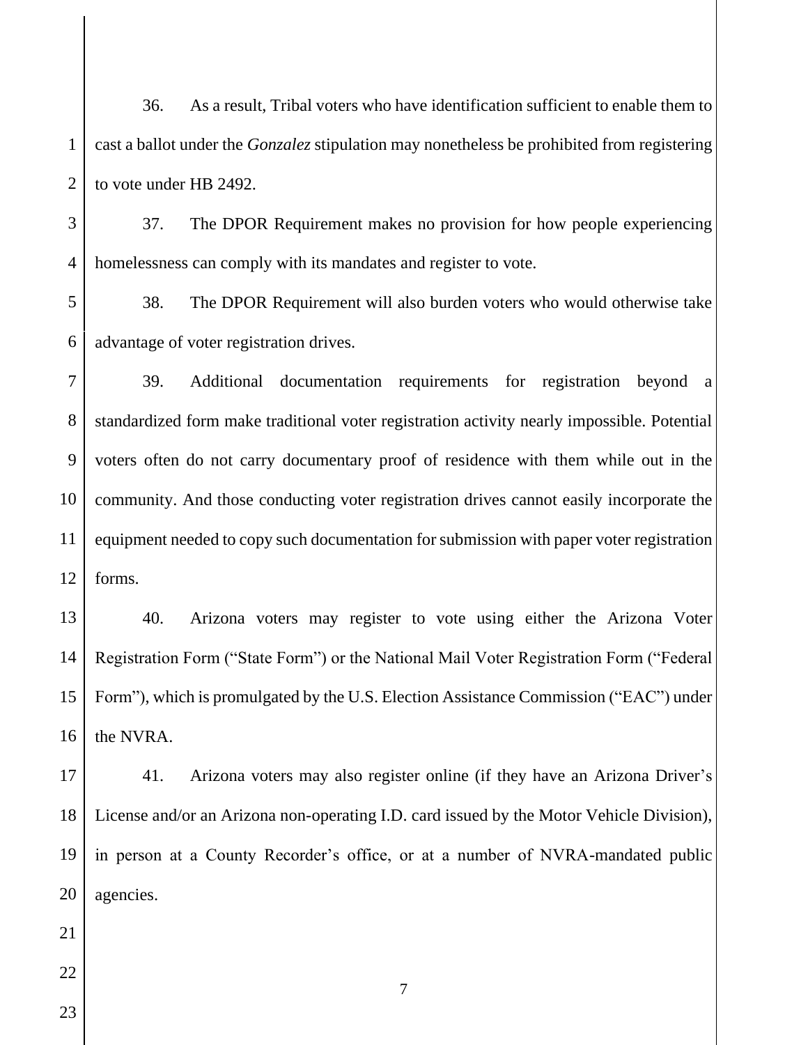36. As a result, Tribal voters who have identification sufficient to enable them to cast a ballot under the *Gonzalez* stipulation may nonetheless be prohibited from registering to vote under HB 2492.

37. The DPOR Requirement makes no provision for how people experiencing homelessness can comply with its mandates and register to vote.

38. The DPOR Requirement will also burden voters who would otherwise take advantage of voter registration drives.

39. Additional documentation requirements for registration beyond a standardized form make traditional voter registration activity nearly impossible. Potential voters often do not carry documentary proof of residence with them while out in the community. And those conducting voter registration drives cannot easily incorporate the equipment needed to copy such documentation for submission with paper voter registration forms.

40. Arizona voters may register to vote using either the Arizona Voter Registration Form ("State Form") or the National Mail Voter Registration Form ("Federal Form"), which is promulgated by the U.S. Election Assistance Commission ("EAC") under the NVRA.

41. Arizona voters may also register online (if they have an Arizona Driver's License and/or an Arizona non-operating I.D. card issued by the Motor Vehicle Division), in person at a County Recorder's office, or at a number of NVRA-mandated public agencies.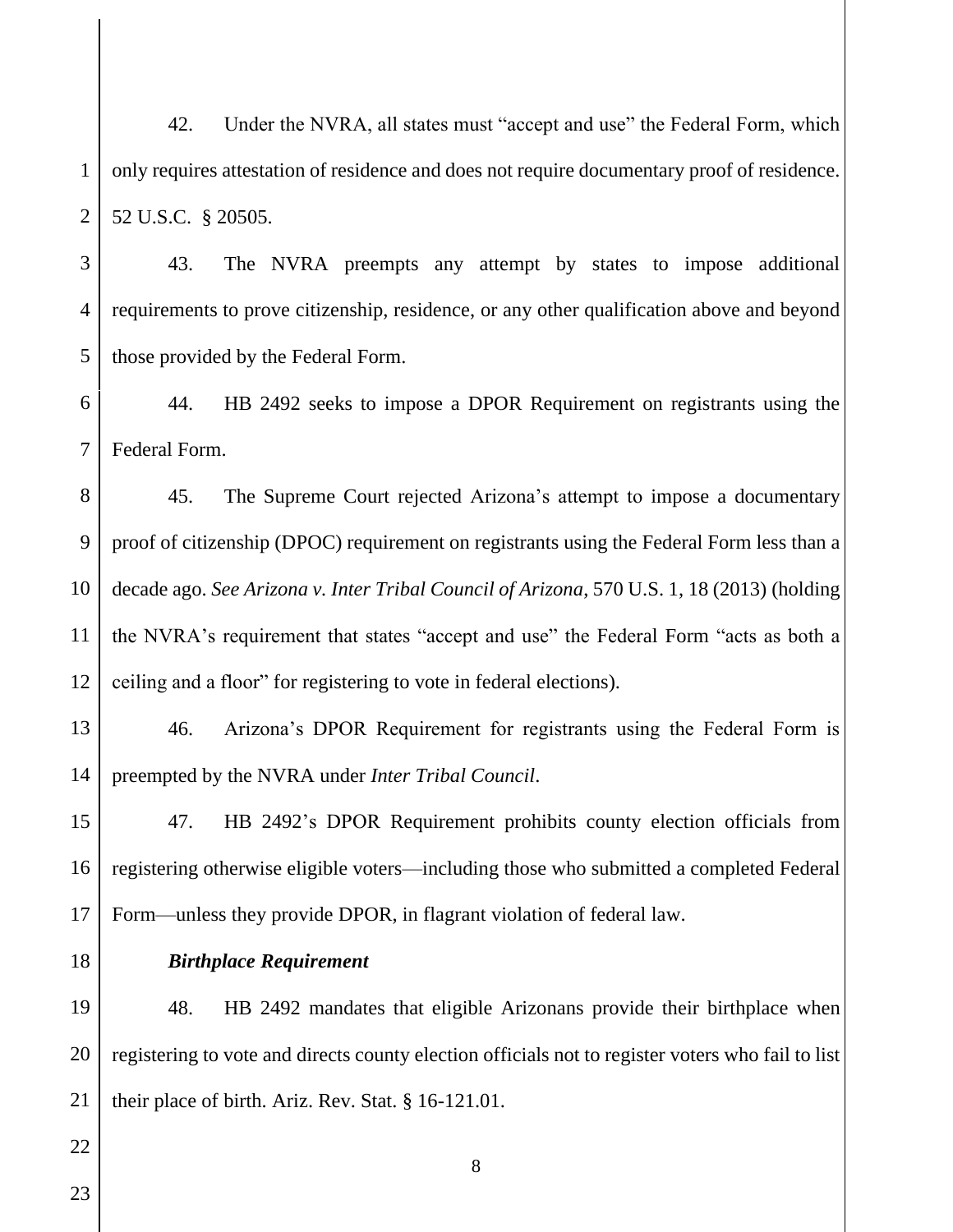42. Under the NVRA, all states must "accept and use" the Federal Form, which only requires attestation of residence and does not require documentary proof of residence. 52 U.S.C. § 20505.

43. The NVRA preempts any attempt by states to impose additional requirements to prove citizenship, residence, or any other qualification above and beyond those provided by the Federal Form.

44. HB 2492 seeks to impose a DPOR Requirement on registrants using the Federal Form.

45. The Supreme Court rejected Arizona's attempt to impose a documentary proof of citizenship (DPOC) requirement on registrants using the Federal Form less than a decade ago. *See Arizona v. Inter Tribal Council of Arizona*, 570 U.S. 1, 18 (2013) (holding the NVRA's requirement that states "accept and use" the Federal Form "acts as both a ceiling and a floor" for registering to vote in federal elections).

46. Arizona's DPOR Requirement for registrants using the Federal Form is preempted by the NVRA under *Inter Tribal Council*.

47. HB 2492's DPOR Requirement prohibits county election officials from registering otherwise eligible voters—including those who submitted a completed Federal Form—unless they provide DPOR, in flagrant violation of federal law.

***Birthplace Requirement***

48. HB 2492 mandates that eligible Arizonans provide their birthplace when registering to vote and directs county election officials not to register voters who fail to list their place of birth. Ariz. Rev. Stat. § 16-121.01.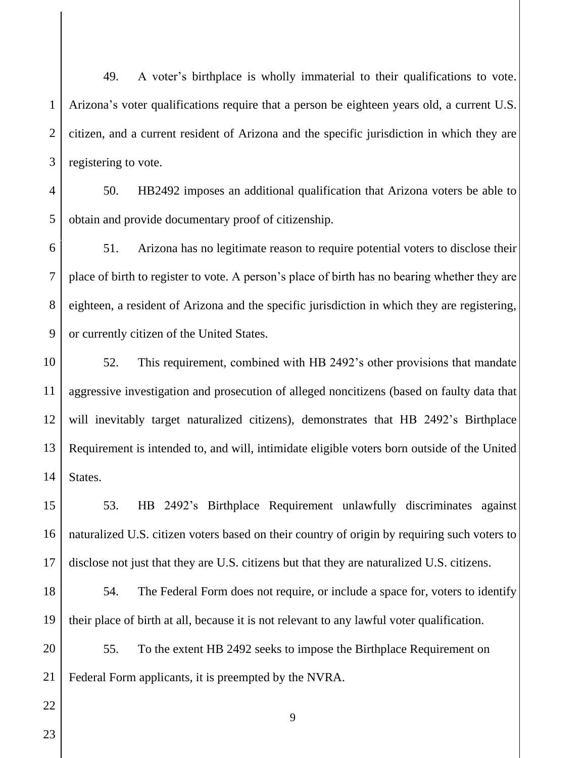49. A voter's birthplace is wholly immaterial to their qualifications to vote. Arizona's voter qualifications require that a person be eighteen years old, a current U.S. citizen, and a current resident of Arizona and the specific jurisdiction in which they are registering to vote.

50. HB2492 imposes an additional qualification that Arizona voters be able to obtain and provide documentary proof of citizenship.

51. Arizona has no legitimate reason to require potential voters to disclose their place of birth to register to vote. A person's place of birth has no bearing whether they are eighteen, a resident of Arizona and the specific jurisdiction in which they are registering, or currently citizen of the United States.

52. This requirement, combined with HB 2492's other provisions that mandate aggressive investigation and prosecution of alleged noncitizens (based on faulty data that will inevitably target naturalized citizens), demonstrates that HB 2492's Birthplace Requirement is intended to, and will, intimidate eligible voters born outside of the United States.

53. HB 2492's Birthplace Requirement unlawfully discriminates against naturalized U.S. citizen voters based on their country of origin by requiring such voters to disclose not just that they are U.S. citizens but that they are naturalized U.S. citizens.

54. The Federal Form does not require, or include a space for, voters to identify their place of birth at all, because it is not relevant to any lawful voter qualification.

55. To the extent HB 2492 seeks to impose the Birthplace Requirement on Federal Form applicants, it is preempted by the NVRA.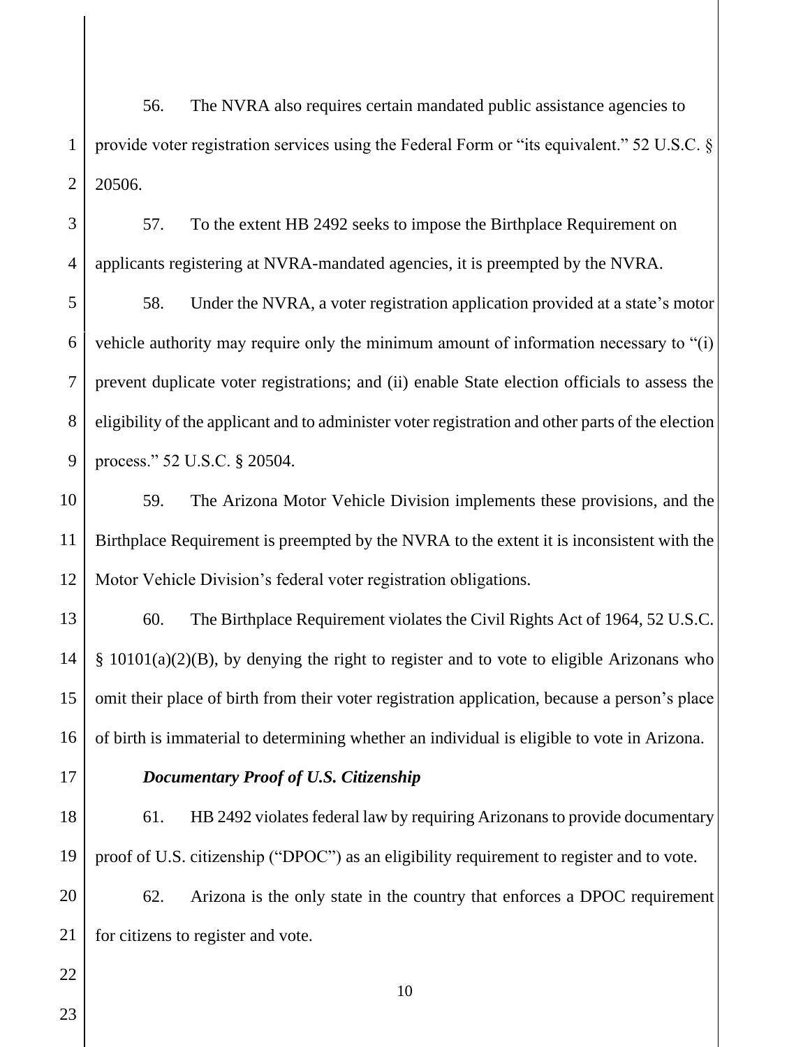56. The NVRA also requires certain mandated public assistance agencies to provide voter registration services using the Federal Form or "its equivalent." 52 U.S.C. § 20506.

57. To the extent HB 2492 seeks to impose the Birthplace Requirement on applicants registering at NVRA-mandated agencies, it is preempted by the NVRA.

58. Under the NVRA, a voter registration application provided at a state's motor vehicle authority may require only the minimum amount of information necessary to "(i) prevent duplicate voter registrations; and (ii) enable State election officials to assess the eligibility of the applicant and to administer voter registration and other parts of the election process." 52 U.S.C. § 20504.

59. The Arizona Motor Vehicle Division implements these provisions, and the Birthplace Requirement is preempted by the NVRA to the extent it is inconsistent with the Motor Vehicle Division's federal voter registration obligations.

60. The Birthplace Requirement violates the Civil Rights Act of 1964, 52 U.S.C. § 10101(a)(2)(B), by denying the right to register and to vote to eligible Arizonans who omit their place of birth from their voter registration application, because a person's place of birth is immaterial to determining whether an individual is eligible to vote in Arizona.

***Documentary Proof of U.S. Citizenship***

61. HB 2492 violates federal law by requiring Arizonans to provide documentary proof of U.S. citizenship ("DPOC") as an eligibility requirement to register and to vote.

62. Arizona is the only state in the country that enforces a DPOC requirement for citizens to register and vote.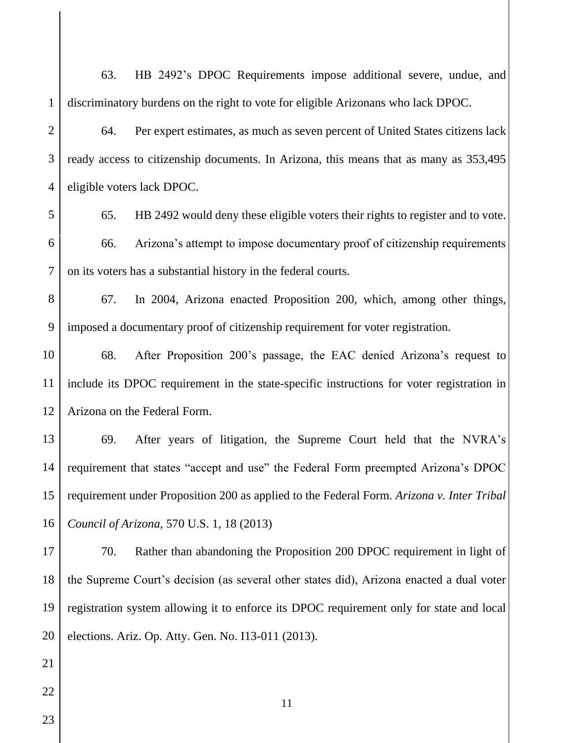63. HB 2492's DPOC Requirements impose additional severe, undue, and discriminatory burdens on the right to vote for eligible Arizonans who lack DPOC.

64. Per expert estimates, as much as seven percent of United States citizens lack ready access to citizenship documents. In Arizona, this means that as many as 353,495 eligible voters lack DPOC.

65. HB 2492 would deny these eligible voters their rights to register and to vote.

66. Arizona's attempt to impose documentary proof of citizenship requirements on its voters has a substantial history in the federal courts.

67. In 2004, Arizona enacted Proposition 200, which, among other things, imposed a documentary proof of citizenship requirement for voter registration.

68. After Proposition 200's passage, the EAC denied Arizona's request to include its DPOC requirement in the state-specific instructions for voter registration in Arizona on the Federal Form.

69. After years of litigation, the Supreme Court held that the NVRA's requirement that states "accept and use" the Federal Form preempted Arizona's DPOC requirement under Proposition 200 as applied to the Federal Form. *Arizona v. Inter Tribal Council of Arizona*, 570 U.S. 1, 18 (2013)

70. Rather than abandoning the Proposition 200 DPOC requirement in light of the Supreme Court's decision (as several other states did), Arizona enacted a dual voter registration system allowing it to enforce its DPOC requirement only for state and local elections. Ariz. Op. Atty. Gen. No. I13-011 (2013).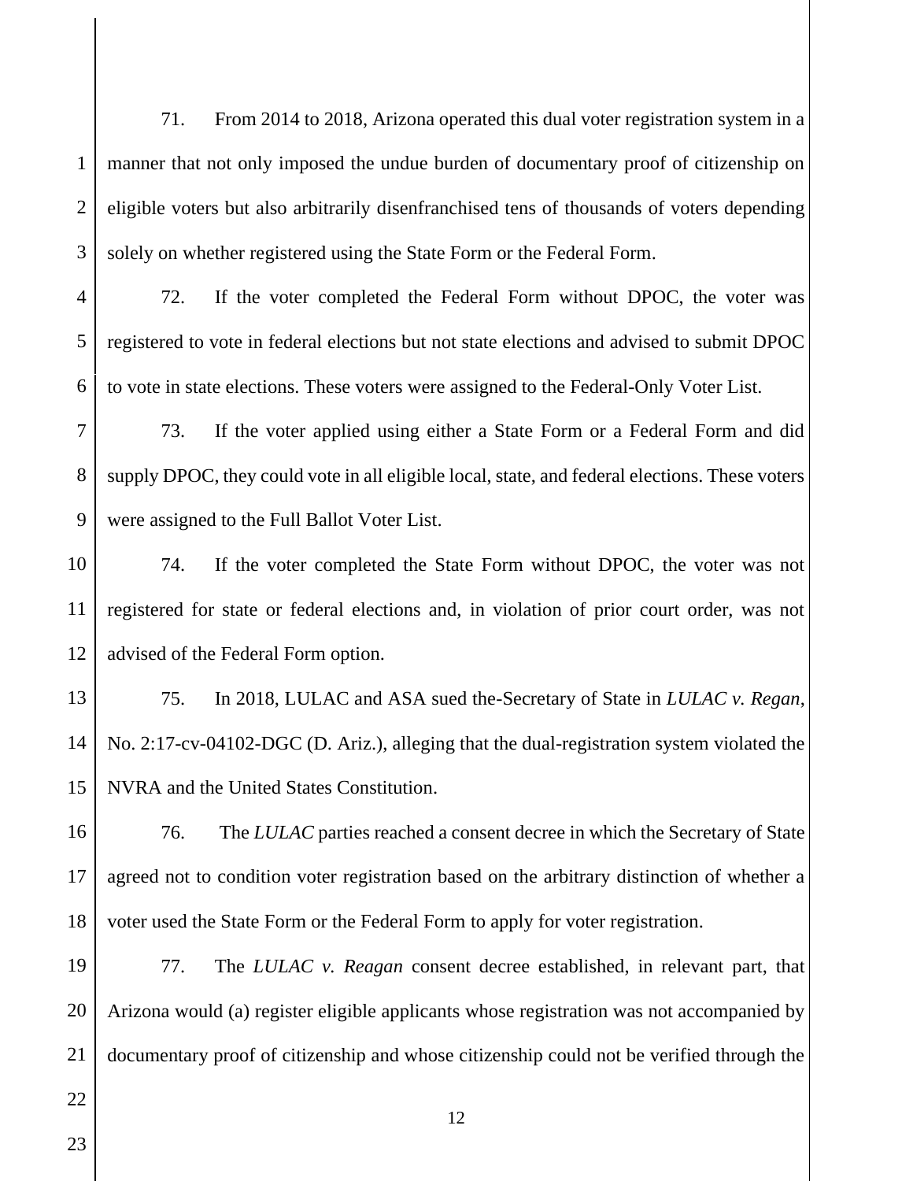71. From 2014 to 2018, Arizona operated this dual voter registration system in a manner that not only imposed the undue burden of documentary proof of citizenship on eligible voters but also arbitrarily disenfranchised tens of thousands of voters depending solely on whether registered using the State Form or the Federal Form.

72. If the voter completed the Federal Form without DPOC, the voter was registered to vote in federal elections but not state elections and advised to submit DPOC to vote in state elections. These voters were assigned to the Federal-Only Voter List.

73. If the voter applied using either a State Form or a Federal Form and did supply DPOC, they could vote in all eligible local, state, and federal elections. These voters were assigned to the Full Ballot Voter List.

74. If the voter completed the State Form without DPOC, the voter was not registered for state or federal elections and, in violation of prior court order, was not advised of the Federal Form option.

75. In 2018, LULAC and ASA sued the-Secretary of State in *LULAC v. Regan*, No. 2:17-cv-04102-DGC (D. Ariz.), alleging that the dual-registration system violated the NVRA and the United States Constitution.

76. The *LULAC* parties reached a consent decree in which the Secretary of State agreed not to condition voter registration based on the arbitrary distinction of whether a voter used the State Form or the Federal Form to apply for voter registration.

77. The *LULAC v. Reagan* consent decree established, in relevant part, that Arizona would (a) register eligible applicants whose registration was not accompanied by documentary proof of citizenship and whose citizenship could not be verified through the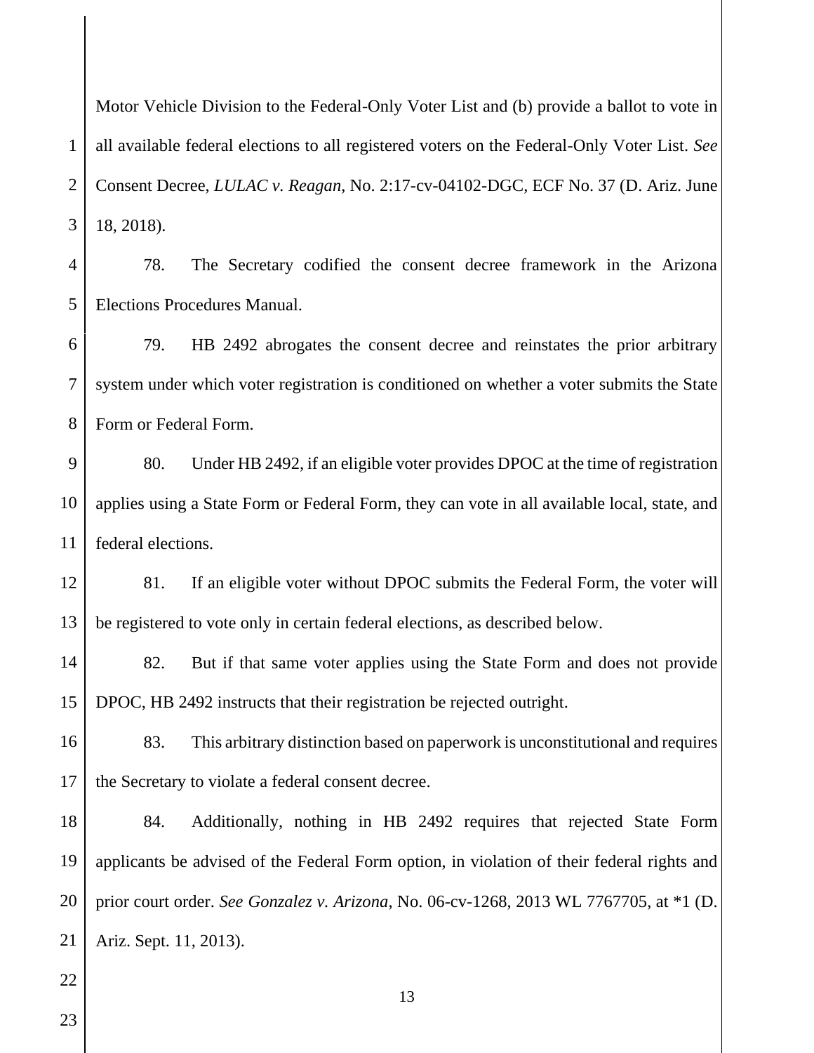Motor Vehicle Division to the Federal-Only Voter List and (b) provide a ballot to vote in all available federal elections to all registered voters on the Federal-Only Voter List. *See* Consent Decree, *LULAC v. Reagan*, No. 2:17-cv-04102-DGC, ECF No. 37 (D. Ariz. June 18, 2018).

78. The Secretary codified the consent decree framework in the Arizona Elections Procedures Manual.

79. HB 2492 abrogates the consent decree and reinstates the prior arbitrary system under which voter registration is conditioned on whether a voter submits the State Form or Federal Form.

80. Under HB 2492, if an eligible voter provides DPOC at the time of registration applies using a State Form or Federal Form, they can vote in all available local, state, and federal elections.

81. If an eligible voter without DPOC submits the Federal Form, the voter will be registered to vote only in certain federal elections, as described below.

82. But if that same voter applies using the State Form and does not provide DPOC, HB 2492 instructs that their registration be rejected outright.

83. This arbitrary distinction based on paperwork is unconstitutional and requires the Secretary to violate a federal consent decree.

84. Additionally, nothing in HB 2492 requires that rejected State Form applicants be advised of the Federal Form option, in violation of their federal rights and prior court order. *See Gonzalez v. Arizona*, No. 06-cv-1268, 2013 WL 7767705, at *1 (D. Ariz. Sept. 11, 2013).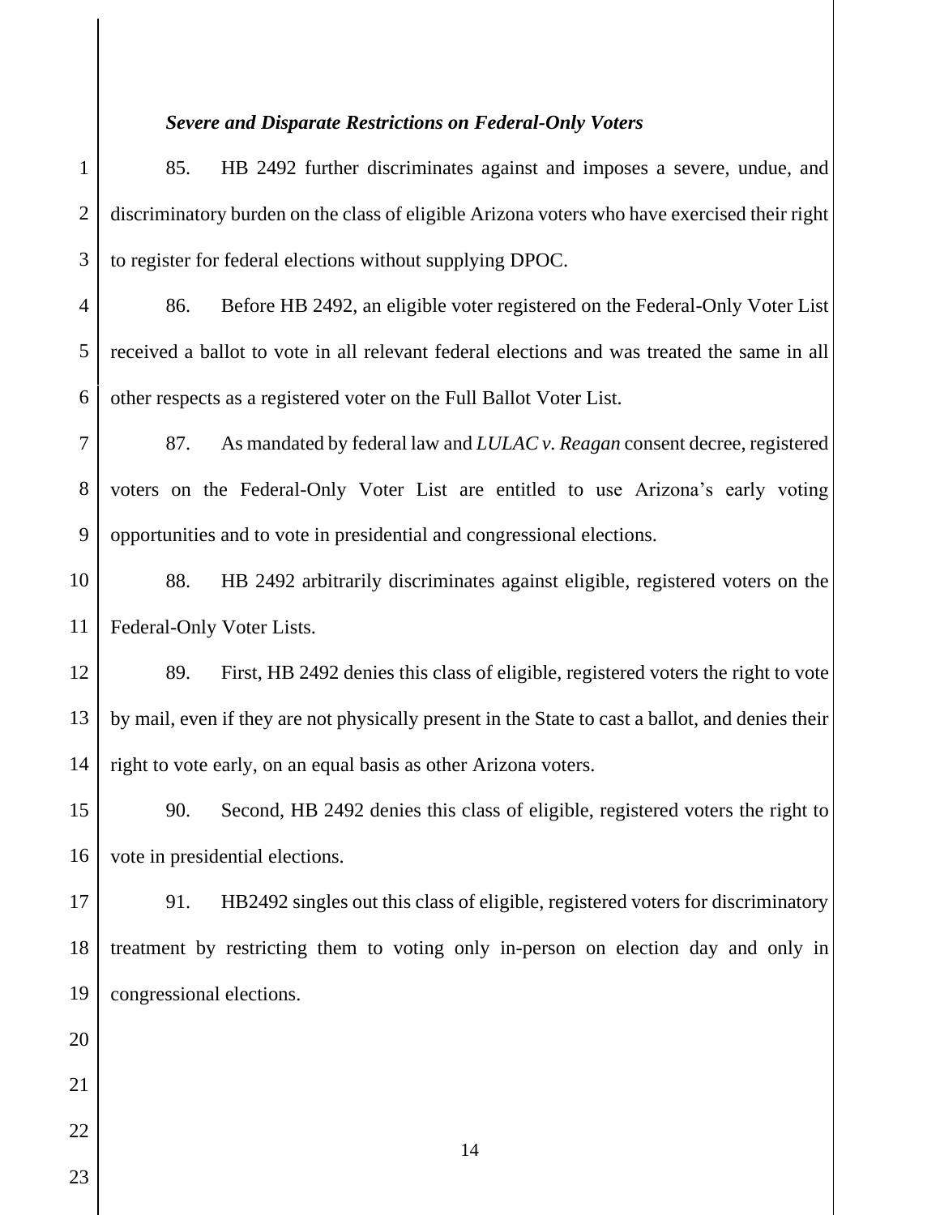***Severe and Disparate Restrictions on Federal-Only Voters***

85. HB 2492 further discriminates against and imposes a severe, undue, and discriminatory burden on the class of eligible Arizona voters who have exercised their right to register for federal elections without supplying DPOC.

86. Before HB 2492, an eligible voter registered on the Federal-Only Voter List received a ballot to vote in all relevant federal elections and was treated the same in all other respects as a registered voter on the Full Ballot Voter List.

87. As mandated by federal law and *LULAC v. Reagan* consent decree, registered voters on the Federal-Only Voter List are entitled to use Arizona's early voting opportunities and to vote in presidential and congressional elections.

88. HB 2492 arbitrarily discriminates against eligible, registered voters on the Federal-Only Voter Lists.

89. First, HB 2492 denies this class of eligible, registered voters the right to vote by mail, even if they are not physically present in the State to cast a ballot, and denies their right to vote early, on an equal basis as other Arizona voters.

90. Second, HB 2492 denies this class of eligible, registered voters the right to vote in presidential elections.

91. HB2492 singles out this class of eligible, registered voters for discriminatory treatment by restricting them to voting only in-person on election day and only in congressional elections.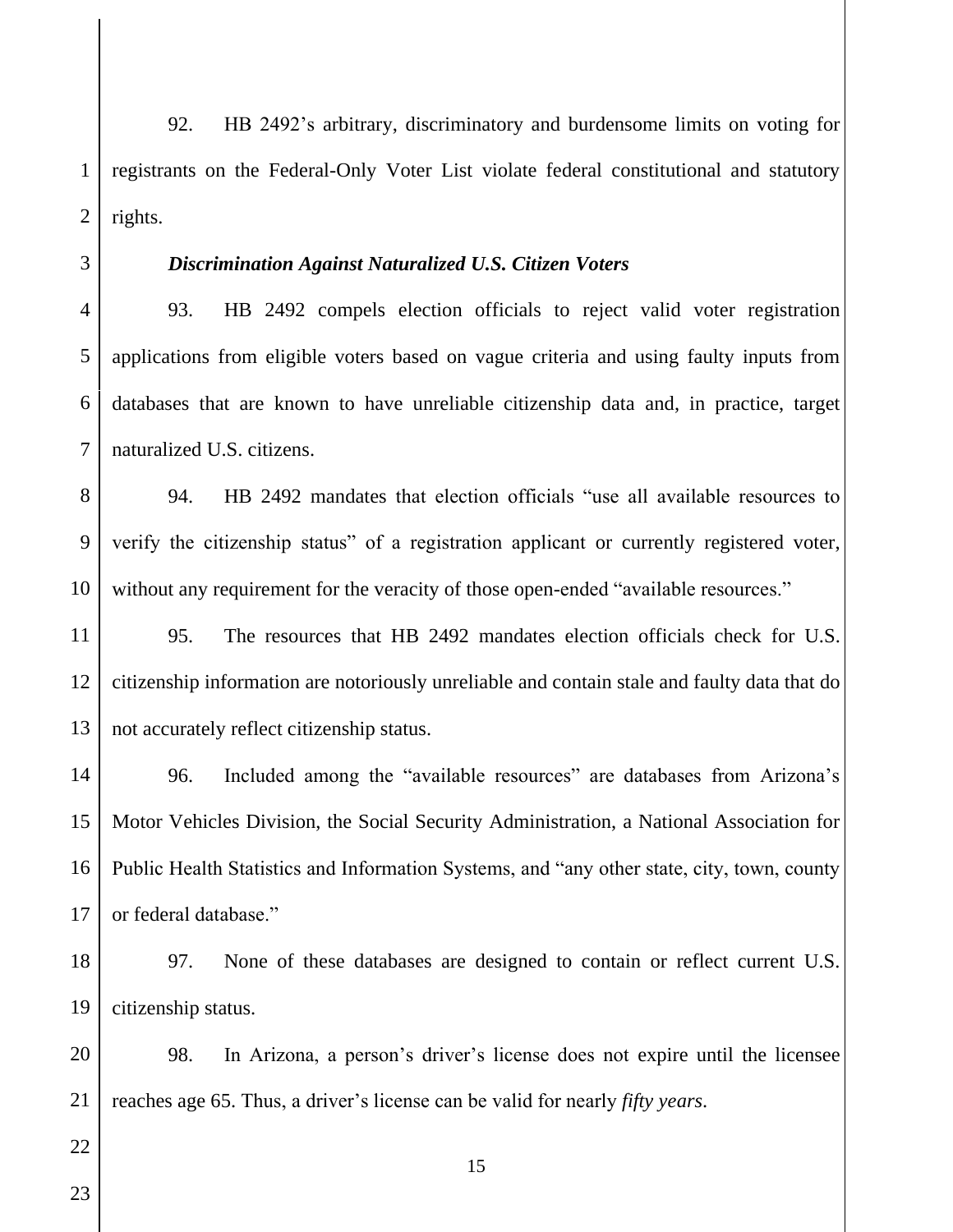92. HB 2492's arbitrary, discriminatory and burdensome limits on voting for registrants on the Federal-Only Voter List violate federal constitutional and statutory rights.

***Discrimination Against Naturalized U.S. Citizen Voters***

93. HB 2492 compels election officials to reject valid voter registration applications from eligible voters based on vague criteria and using faulty inputs from databases that are known to have unreliable citizenship data and, in practice, target naturalized U.S. citizens.

94. HB 2492 mandates that election officials "use all available resources to verify the citizenship status" of a registration applicant or currently registered voter, without any requirement for the veracity of those open-ended "available resources."

95. The resources that HB 2492 mandates election officials check for U.S. citizenship information are notoriously unreliable and contain stale and faulty data that do not accurately reflect citizenship status.

96. Included among the "available resources" are databases from Arizona's Motor Vehicles Division, the Social Security Administration, a National Association for Public Health Statistics and Information Systems, and "any other state, city, town, county or federal database."

97. None of these databases are designed to contain or reflect current U.S. citizenship status.

98. In Arizona, a person's driver's license does not expire until the licensee reaches age 65. Thus, a driver's license can be valid for nearly *fifty years*.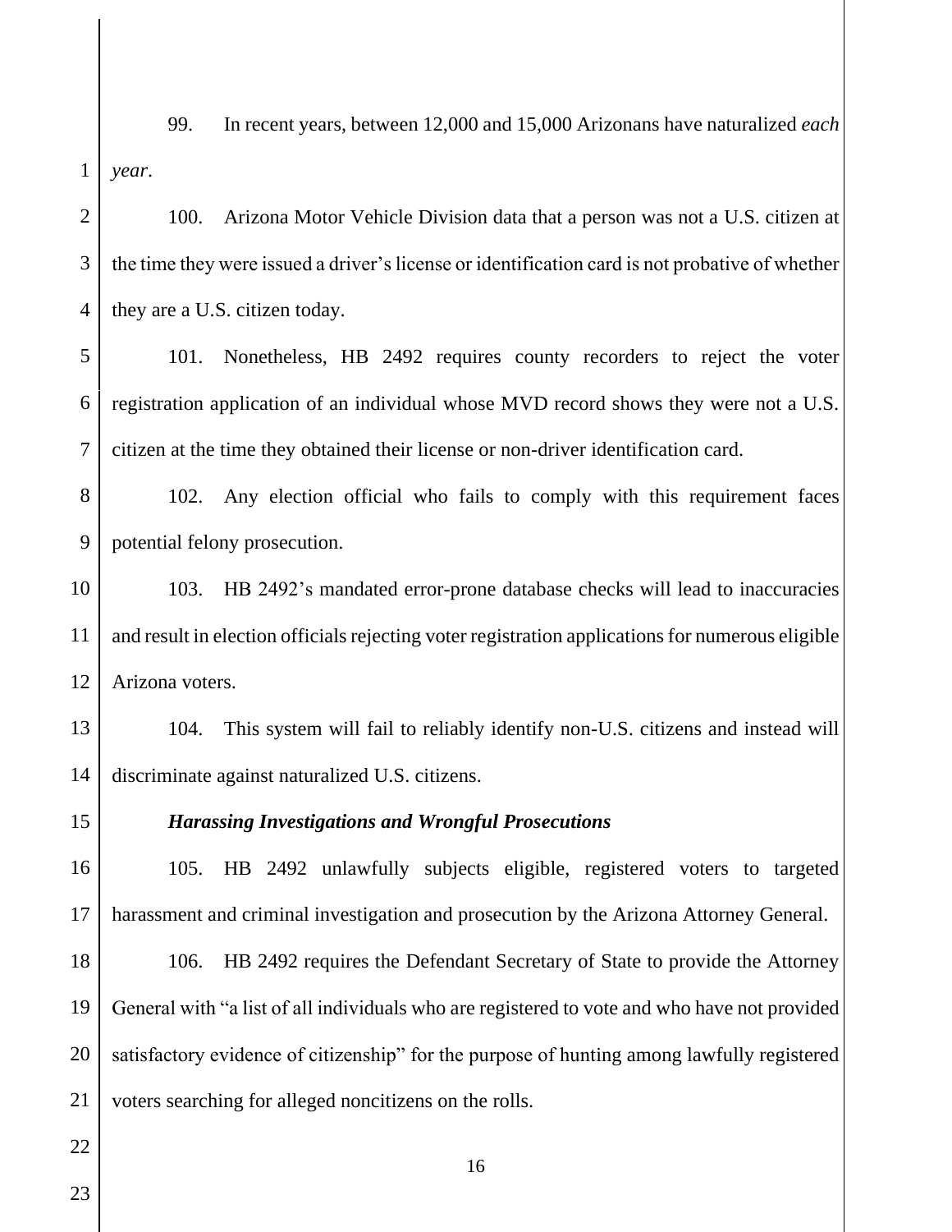99. In recent years, between 12,000 and 15,000 Arizonans have naturalized *each year*.

100. Arizona Motor Vehicle Division data that a person was not a U.S. citizen at the time they were issued a driver's license or identification card is not probative of whether they are a U.S. citizen today.

101. Nonetheless, HB 2492 requires county recorders to reject the voter registration application of an individual whose MVD record shows they were not a U.S. citizen at the time they obtained their license or non-driver identification card.

102. Any election official who fails to comply with this requirement faces potential felony prosecution.

103. HB 2492's mandated error-prone database checks will lead to inaccuracies and result in election officials rejecting voter registration applications for numerous eligible Arizona voters.

104. This system will fail to reliably identify non-U.S. citizens and instead will discriminate against naturalized U.S. citizens.

***Harassing Investigations and Wrongful Prosecutions***

105. HB 2492 unlawfully subjects eligible, registered voters to targeted harassment and criminal investigation and prosecution by the Arizona Attorney General.

106. HB 2492 requires the Defendant Secretary of State to provide the Attorney General with "a list of all individuals who are registered to vote and who have not provided satisfactory evidence of citizenship" for the purpose of hunting among lawfully registered voters searching for alleged noncitizens on the rolls.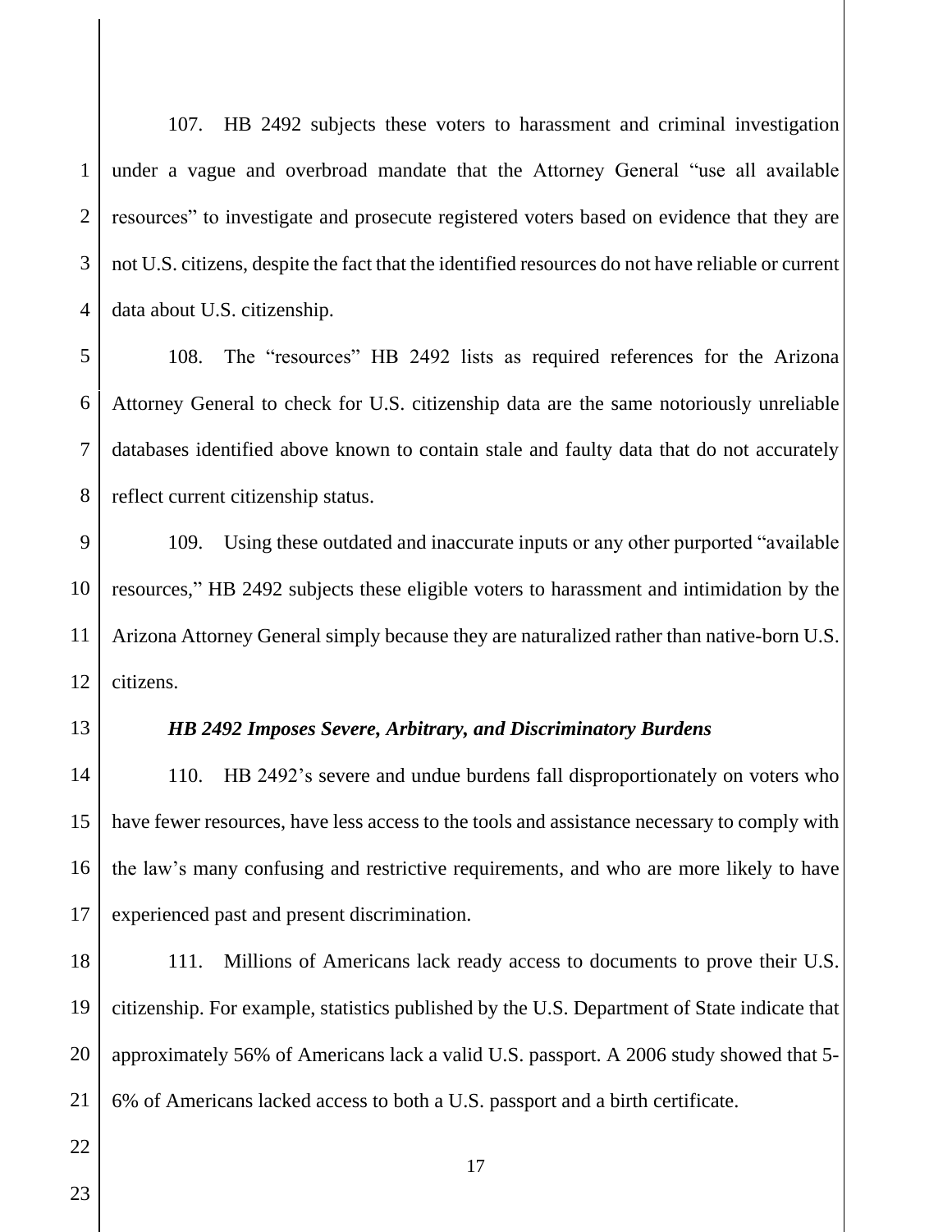107. HB 2492 subjects these voters to harassment and criminal investigation under a vague and overbroad mandate that the Attorney General "use all available resources" to investigate and prosecute registered voters based on evidence that they are not U.S. citizens, despite the fact that the identified resources do not have reliable or current data about U.S. citizenship.

108. The "resources" HB 2492 lists as required references for the Arizona Attorney General to check for U.S. citizenship data are the same notoriously unreliable databases identified above known to contain stale and faulty data that do not accurately reflect current citizenship status.

109. Using these outdated and inaccurate inputs or any other purported "available resources," HB 2492 subjects these eligible voters to harassment and intimidation by the Arizona Attorney General simply because they are naturalized rather than native-born U.S. citizens.

***HB 2492 Imposes Severe, Arbitrary, and Discriminatory Burdens***

110. HB 2492's severe and undue burdens fall disproportionately on voters who have fewer resources, have less access to the tools and assistance necessary to comply with the law's many confusing and restrictive requirements, and who are more likely to have experienced past and present discrimination.

111. Millions of Americans lack ready access to documents to prove their U.S. citizenship. For example, statistics published by the U.S. Department of State indicate that approximately 56% of Americans lack a valid U.S. passport. A 2006 study showed that 5-6% of Americans lacked access to both a U.S. passport and a birth certificate.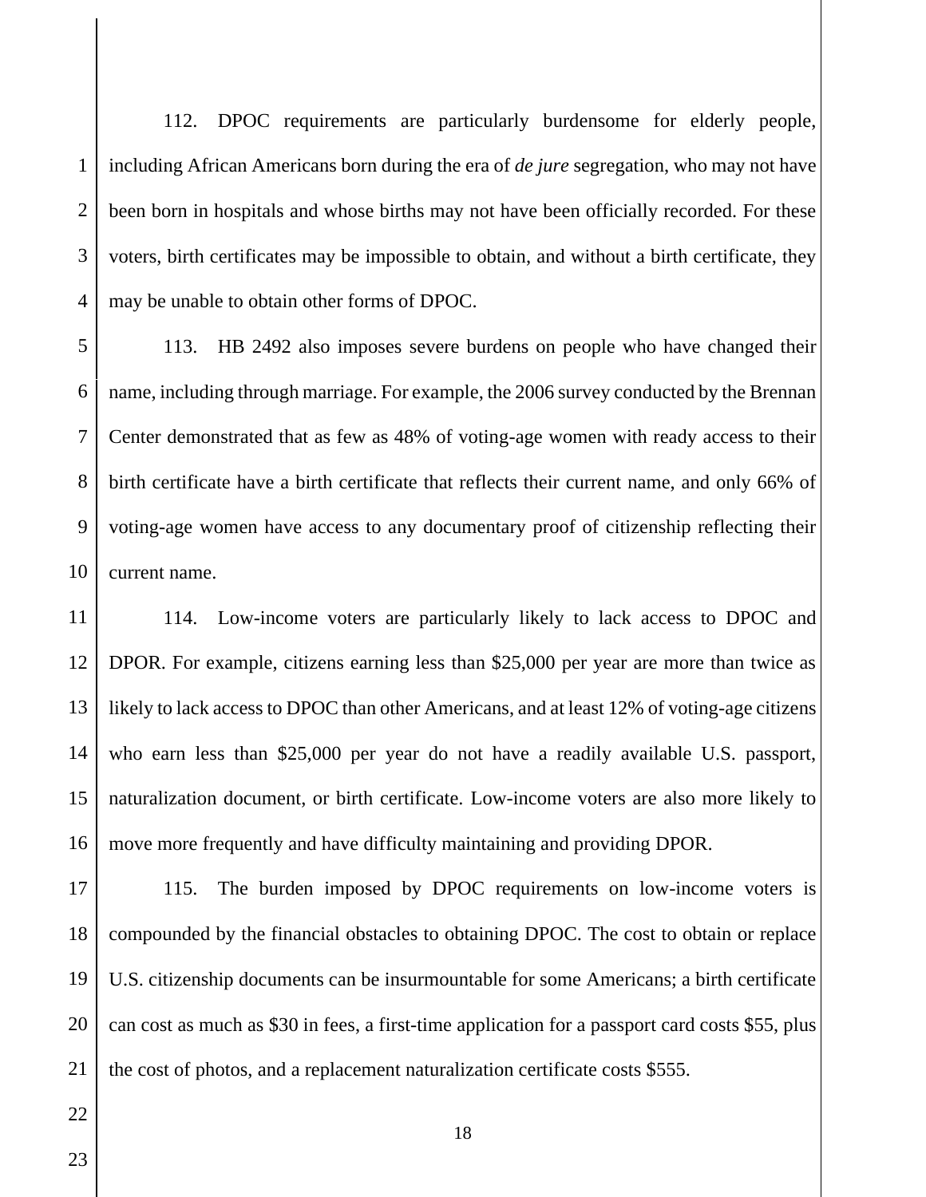112. DPOC requirements are particularly burdensome for elderly people, including African Americans born during the era of *de jure* segregation, who may not have been born in hospitals and whose births may not have been officially recorded. For these voters, birth certificates may be impossible to obtain, and without a birth certificate, they may be unable to obtain other forms of DPOC.

113. HB 2492 also imposes severe burdens on people who have changed their name, including through marriage. For example, the 2006 survey conducted by the Brennan Center demonstrated that as few as 48% of voting-age women with ready access to their birth certificate have a birth certificate that reflects their current name, and only 66% of voting-age women have access to any documentary proof of citizenship reflecting their current name.

114. Low-income voters are particularly likely to lack access to DPOC and DPOR. For example, citizens earning less than $25,000 per year are more than twice as likely to lack access to DPOC than other Americans, and at least 12% of voting-age citizens who earn less than $25,000 per year do not have a readily available U.S. passport, naturalization document, or birth certificate. Low-income voters are also more likely to move more frequently and have difficulty maintaining and providing DPOR.

115. The burden imposed by DPOC requirements on low-income voters is compounded by the financial obstacles to obtaining DPOC. The cost to obtain or replace U.S. citizenship documents can be insurmountable for some Americans; a birth certificate can cost as much as $30 in fees, a first-time application for a passport card costs $55, plus the cost of photos, and a replacement naturalization certificate costs $555.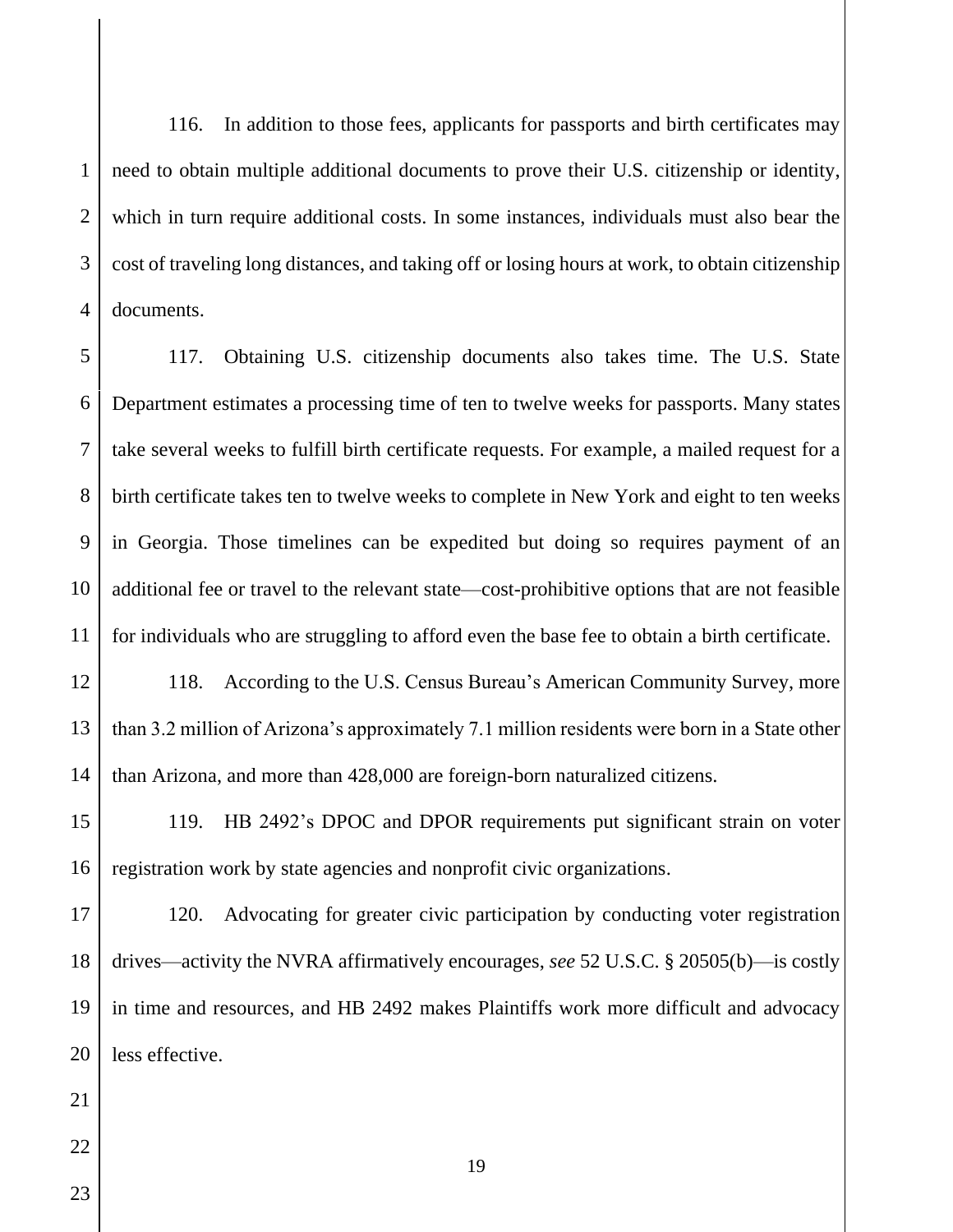116. In addition to those fees, applicants for passports and birth certificates may need to obtain multiple additional documents to prove their U.S. citizenship or identity, which in turn require additional costs. In some instances, individuals must also bear the cost of traveling long distances, and taking off or losing hours at work, to obtain citizenship documents.

117. Obtaining U.S. citizenship documents also takes time. The U.S. State Department estimates a processing time of ten to twelve weeks for passports. Many states take several weeks to fulfill birth certificate requests. For example, a mailed request for a birth certificate takes ten to twelve weeks to complete in New York and eight to ten weeks in Georgia. Those timelines can be expedited but doing so requires payment of an additional fee or travel to the relevant state—cost-prohibitive options that are not feasible for individuals who are struggling to afford even the base fee to obtain a birth certificate.

118. According to the U.S. Census Bureau's American Community Survey, more than 3.2 million of Arizona's approximately 7.1 million residents were born in a State other than Arizona, and more than 428,000 are foreign-born naturalized citizens.

119. HB 2492's DPOC and DPOR requirements put significant strain on voter registration work by state agencies and nonprofit civic organizations.

120. Advocating for greater civic participation by conducting voter registration drives—activity the NVRA affirmatively encourages, *see* 52 U.S.C. § 20505(b)—is costly in time and resources, and HB 2492 makes Plaintiffs work more difficult and advocacy less effective.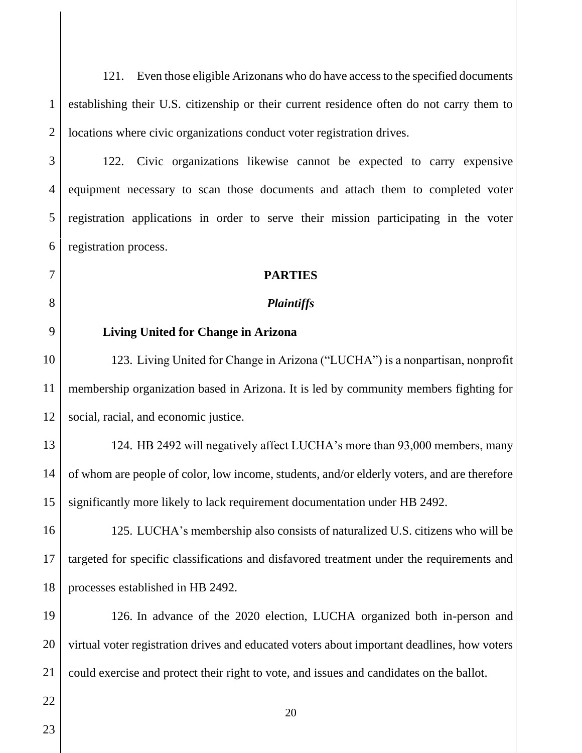121. Even those eligible Arizonans who do have access to the specified documents establishing their U.S. citizenship or their current residence often do not carry them to locations where civic organizations conduct voter registration drives.

122. Civic organizations likewise cannot be expected to carry expensive equipment necessary to scan those documents and attach them to completed voter registration applications in order to serve their mission participating in the voter registration process.

## PARTIES

### *Plaintiffs*

**Living United for Change in Arizona**

123. Living United for Change in Arizona ("LUCHA") is a nonpartisan, nonprofit membership organization based in Arizona. It is led by community members fighting for social, racial, and economic justice.

124. HB 2492 will negatively affect LUCHA's more than 93,000 members, many of whom are people of color, low income, students, and/or elderly voters, and are therefore significantly more likely to lack requirement documentation under HB 2492.

125. LUCHA's membership also consists of naturalized U.S. citizens who will be targeted for specific classifications and disfavored treatment under the requirements and processes established in HB 2492.

126. In advance of the 2020 election, LUCHA organized both in-person and virtual voter registration drives and educated voters about important deadlines, how voters could exercise and protect their right to vote, and issues and candidates on the ballot.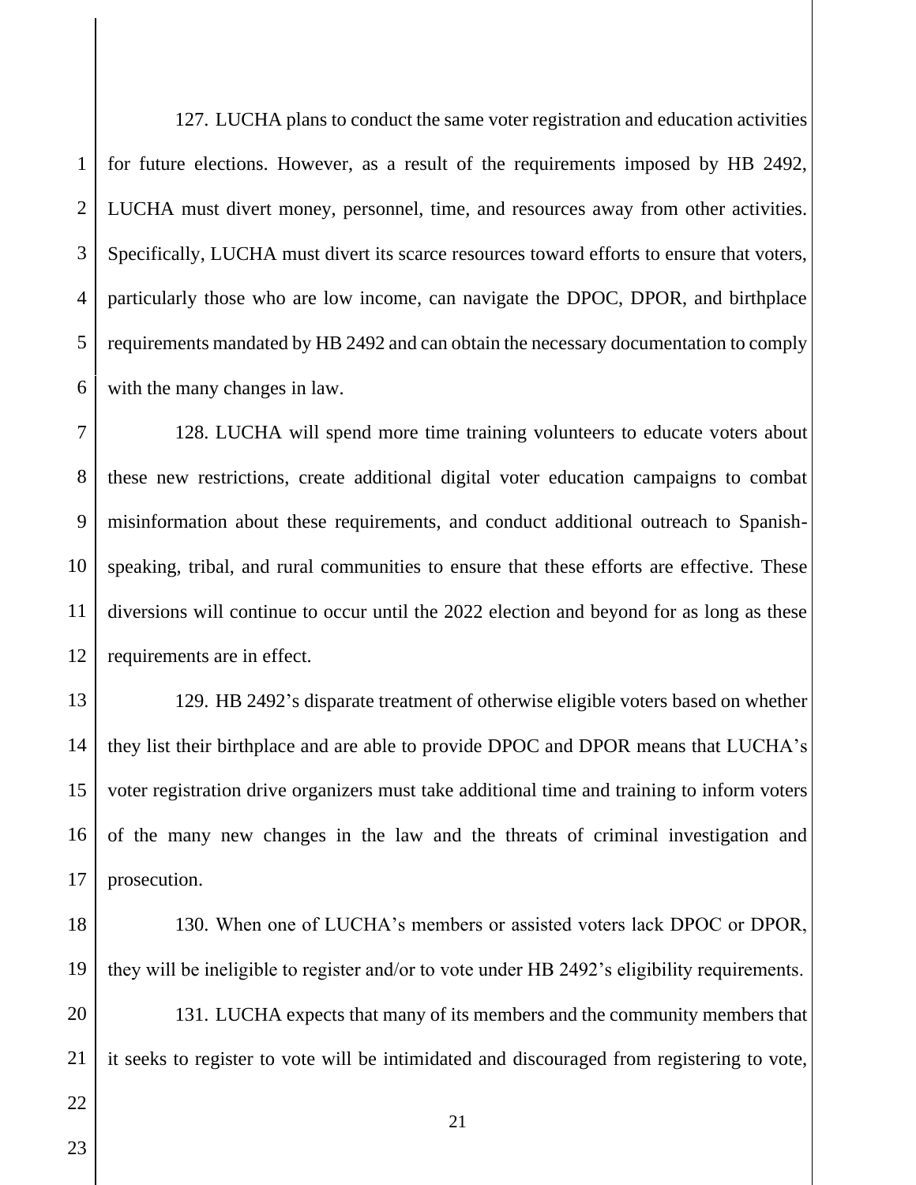127. LUCHA plans to conduct the same voter registration and education activities for future elections. However, as a result of the requirements imposed by HB 2492, LUCHA must divert money, personnel, time, and resources away from other activities. Specifically, LUCHA must divert its scarce resources toward efforts to ensure that voters, particularly those who are low income, can navigate the DPOC, DPOR, and birthplace requirements mandated by HB 2492 and can obtain the necessary documentation to comply with the many changes in law.

128. LUCHA will spend more time training volunteers to educate voters about these new restrictions, create additional digital voter education campaigns to combat misinformation about these requirements, and conduct additional outreach to Spanish-speaking, tribal, and rural communities to ensure that these efforts are effective. These diversions will continue to occur until the 2022 election and beyond for as long as these requirements are in effect.

129. HB 2492's disparate treatment of otherwise eligible voters based on whether they list their birthplace and are able to provide DPOC and DPOR means that LUCHA's voter registration drive organizers must take additional time and training to inform voters of the many new changes in the law and the threats of criminal investigation and prosecution.

130. When one of LUCHA's members or assisted voters lack DPOC or DPOR, they will be ineligible to register and/or to vote under HB 2492's eligibility requirements.

131. LUCHA expects that many of its members and the community members that it seeks to register to vote will be intimidated and discouraged from registering to vote,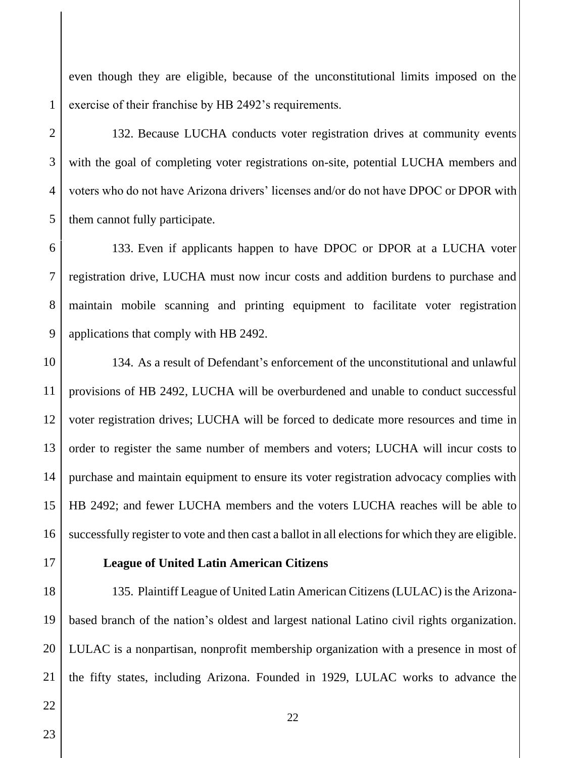even though they are eligible, because of the unconstitutional limits imposed on the exercise of their franchise by HB 2492's requirements.

132. Because LUCHA conducts voter registration drives at community events with the goal of completing voter registrations on-site, potential LUCHA members and voters who do not have Arizona drivers' licenses and/or do not have DPOC or DPOR with them cannot fully participate.

133. Even if applicants happen to have DPOC or DPOR at a LUCHA voter registration drive, LUCHA must now incur costs and addition burdens to purchase and maintain mobile scanning and printing equipment to facilitate voter registration applications that comply with HB 2492.

134. As a result of Defendant's enforcement of the unconstitutional and unlawful provisions of HB 2492, LUCHA will be overburdened and unable to conduct successful voter registration drives; LUCHA will be forced to dedicate more resources and time in order to register the same number of members and voters; LUCHA will incur costs to purchase and maintain equipment to ensure its voter registration advocacy complies with HB 2492; and fewer LUCHA members and the voters LUCHA reaches will be able to successfully register to vote and then cast a ballot in all elections for which they are eligible.

**League of United Latin American Citizens**

135. Plaintiff League of United Latin American Citizens (LULAC) is the Arizona-based branch of the nation's oldest and largest national Latino civil rights organization. LULAC is a nonpartisan, nonprofit membership organization with a presence in most of the fifty states, including Arizona. Founded in 1929, LULAC works to advance the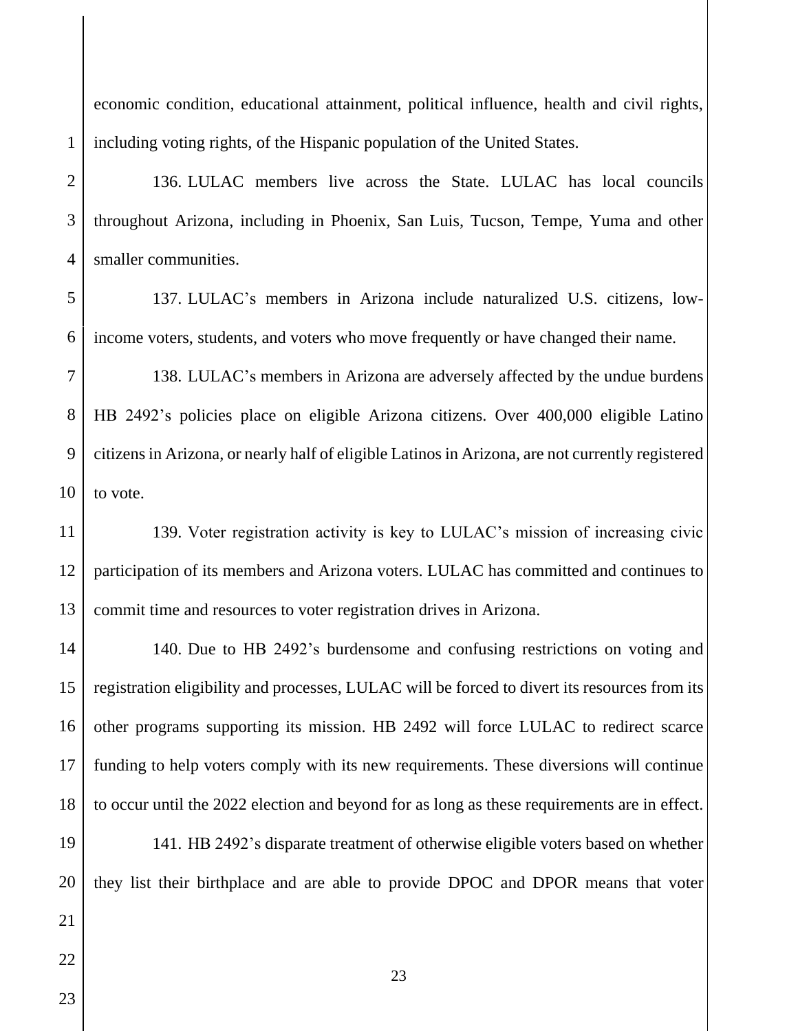economic condition, educational attainment, political influence, health and civil rights, including voting rights, of the Hispanic population of the United States.

136. LULAC members live across the State. LULAC has local councils throughout Arizona, including in Phoenix, San Luis, Tucson, Tempe, Yuma and other smaller communities.

137. LULAC's members in Arizona include naturalized U.S. citizens, low-income voters, students, and voters who move frequently or have changed their name.

138. LULAC's members in Arizona are adversely affected by the undue burdens HB 2492's policies place on eligible Arizona citizens. Over 400,000 eligible Latino citizens in Arizona, or nearly half of eligible Latinos in Arizona, are not currently registered to vote.

139. Voter registration activity is key to LULAC's mission of increasing civic participation of its members and Arizona voters. LULAC has committed and continues to commit time and resources to voter registration drives in Arizona.

140. Due to HB 2492's burdensome and confusing restrictions on voting and registration eligibility and processes, LULAC will be forced to divert its resources from its other programs supporting its mission. HB 2492 will force LULAC to redirect scarce funding to help voters comply with its new requirements. These diversions will continue to occur until the 2022 election and beyond for as long as these requirements are in effect.

141. HB 2492's disparate treatment of otherwise eligible voters based on whether they list their birthplace and are able to provide DPOC and DPOR means that voter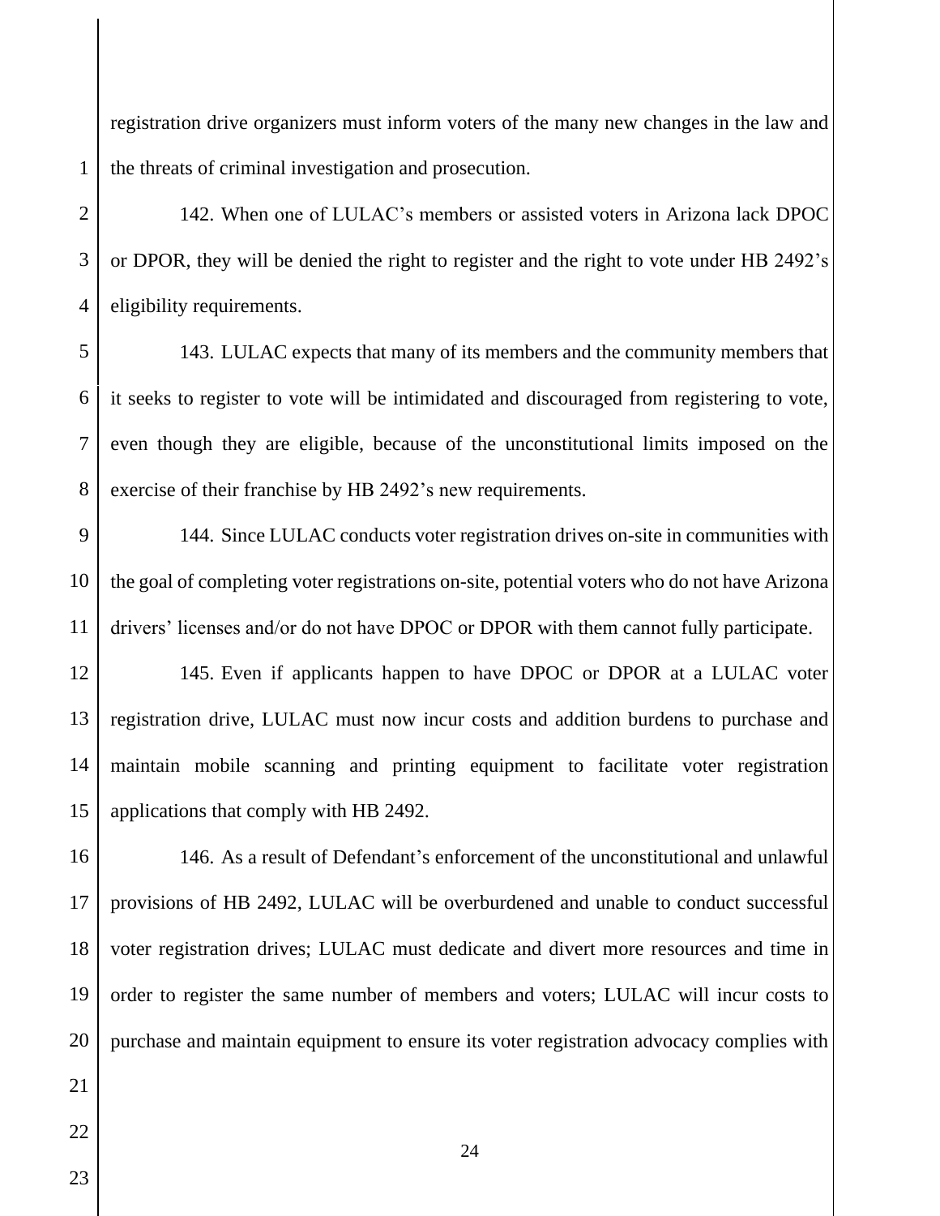registration drive organizers must inform voters of the many new changes in the law and the threats of criminal investigation and prosecution.

142. When one of LULAC's members or assisted voters in Arizona lack DPOC or DPOR, they will be denied the right to register and the right to vote under HB 2492's eligibility requirements.

143. LULAC expects that many of its members and the community members that it seeks to register to vote will be intimidated and discouraged from registering to vote, even though they are eligible, because of the unconstitutional limits imposed on the exercise of their franchise by HB 2492's new requirements.

144. Since LULAC conducts voter registration drives on-site in communities with the goal of completing voter registrations on-site, potential voters who do not have Arizona drivers' licenses and/or do not have DPOC or DPOR with them cannot fully participate.

145. Even if applicants happen to have DPOC or DPOR at a LULAC voter registration drive, LULAC must now incur costs and addition burdens to purchase and maintain mobile scanning and printing equipment to facilitate voter registration applications that comply with HB 2492.

146. As a result of Defendant's enforcement of the unconstitutional and unlawful provisions of HB 2492, LULAC will be overburdened and unable to conduct successful voter registration drives; LULAC must dedicate and divert more resources and time in order to register the same number of members and voters; LULAC will incur costs to purchase and maintain equipment to ensure its voter registration advocacy complies with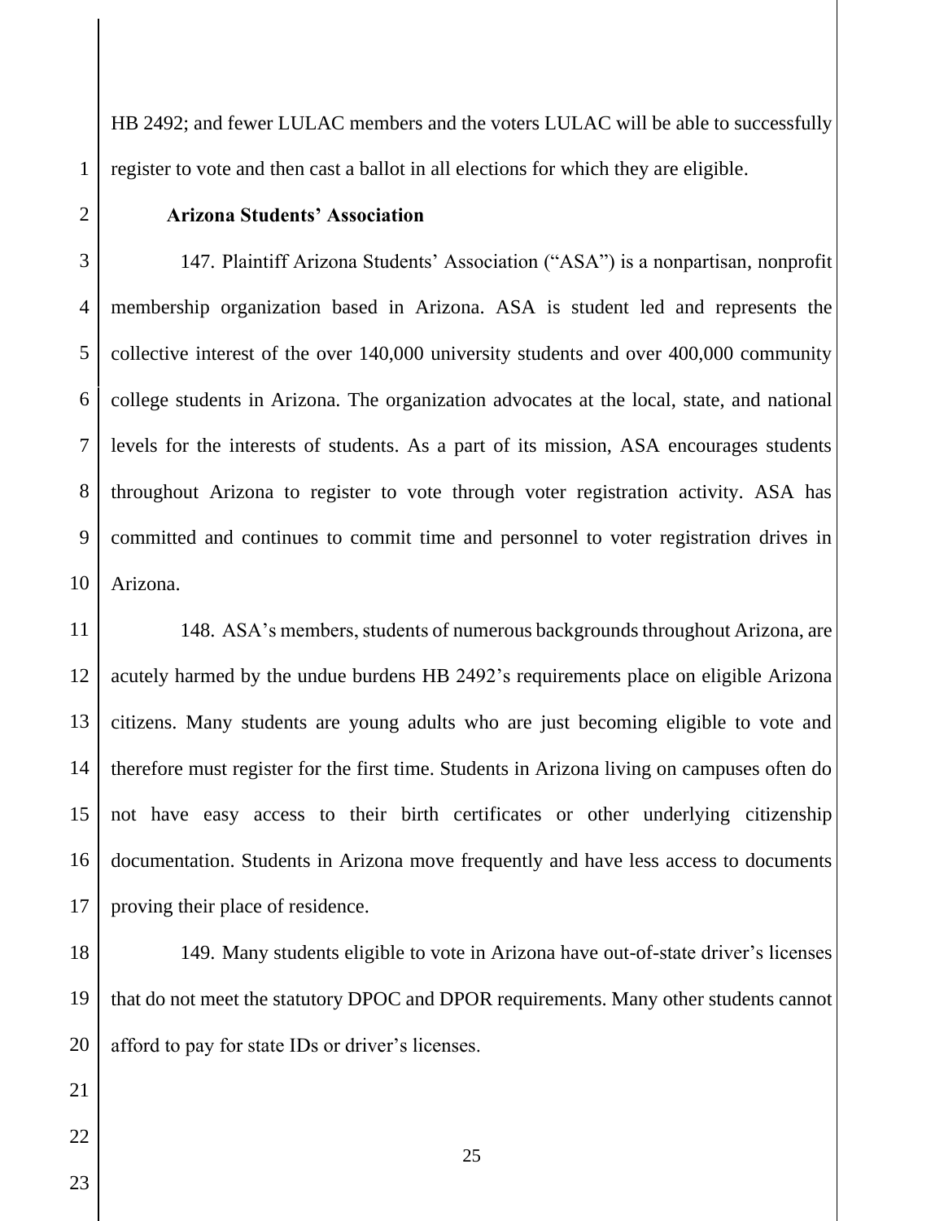HB 2492; and fewer LULAC members and the voters LULAC will be able to successfully register to vote and then cast a ballot in all elections for which they are eligible.

**Arizona Students' Association**

147. Plaintiff Arizona Students' Association ("ASA") is a nonpartisan, nonprofit membership organization based in Arizona. ASA is student led and represents the collective interest of the over 140,000 university students and over 400,000 community college students in Arizona. The organization advocates at the local, state, and national levels for the interests of students. As a part of its mission, ASA encourages students throughout Arizona to register to vote through voter registration activity. ASA has committed and continues to commit time and personnel to voter registration drives in Arizona.

148. ASA's members, students of numerous backgrounds throughout Arizona, are acutely harmed by the undue burdens HB 2492's requirements place on eligible Arizona citizens. Many students are young adults who are just becoming eligible to vote and therefore must register for the first time. Students in Arizona living on campuses often do not have easy access to their birth certificates or other underlying citizenship documentation. Students in Arizona move frequently and have less access to documents proving their place of residence.

149. Many students eligible to vote in Arizona have out-of-state driver's licenses that do not meet the statutory DPOC and DPOR requirements. Many other students cannot afford to pay for state IDs or driver's licenses.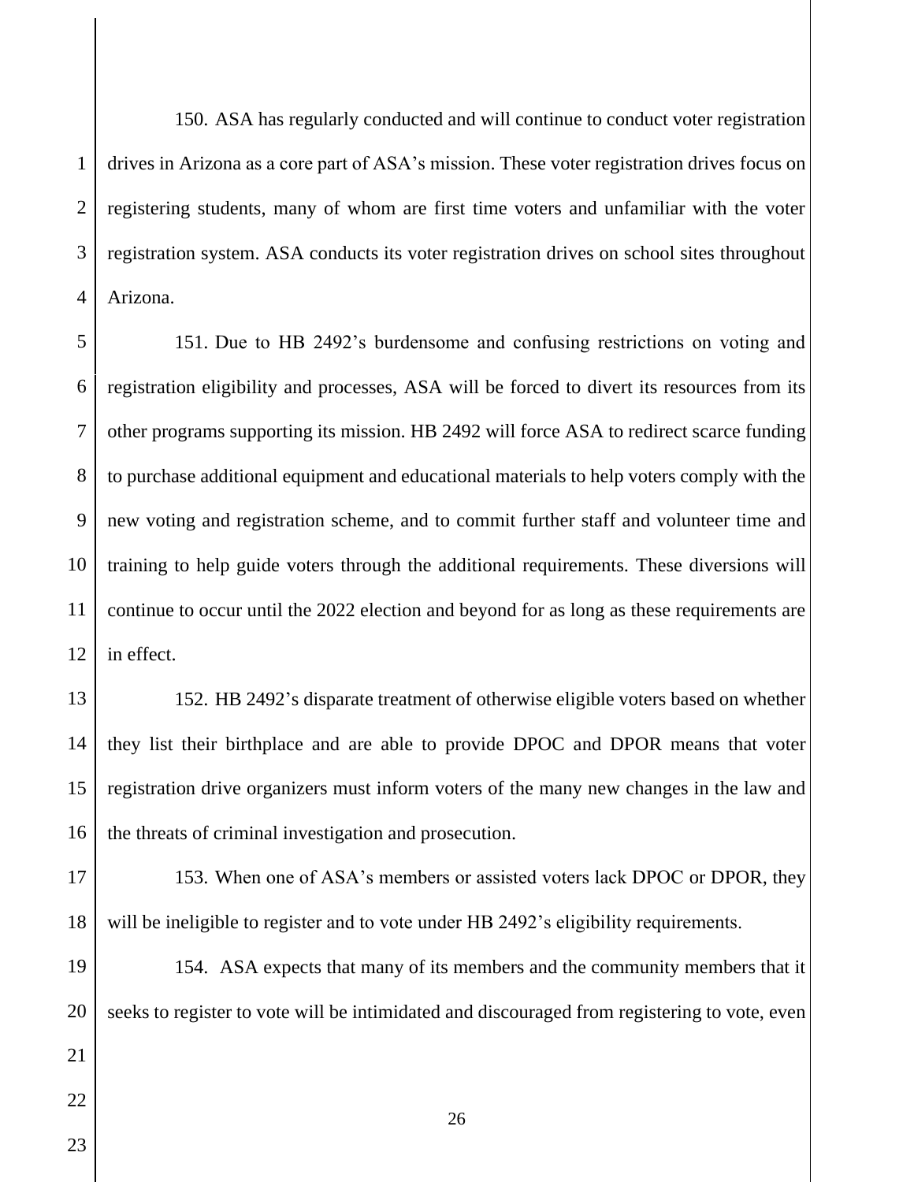150. ASA has regularly conducted and will continue to conduct voter registration drives in Arizona as a core part of ASA's mission. These voter registration drives focus on registering students, many of whom are first time voters and unfamiliar with the voter registration system. ASA conducts its voter registration drives on school sites throughout Arizona.

151. Due to HB 2492's burdensome and confusing restrictions on voting and registration eligibility and processes, ASA will be forced to divert its resources from its other programs supporting its mission. HB 2492 will force ASA to redirect scarce funding to purchase additional equipment and educational materials to help voters comply with the new voting and registration scheme, and to commit further staff and volunteer time and training to help guide voters through the additional requirements. These diversions will continue to occur until the 2022 election and beyond for as long as these requirements are in effect.

152. HB 2492's disparate treatment of otherwise eligible voters based on whether they list their birthplace and are able to provide DPOC and DPOR means that voter registration drive organizers must inform voters of the many new changes in the law and the threats of criminal investigation and prosecution.

153. When one of ASA's members or assisted voters lack DPOC or DPOR, they will be ineligible to register and to vote under HB 2492's eligibility requirements.

154. ASA expects that many of its members and the community members that it seeks to register to vote will be intimidated and discouraged from registering to vote, even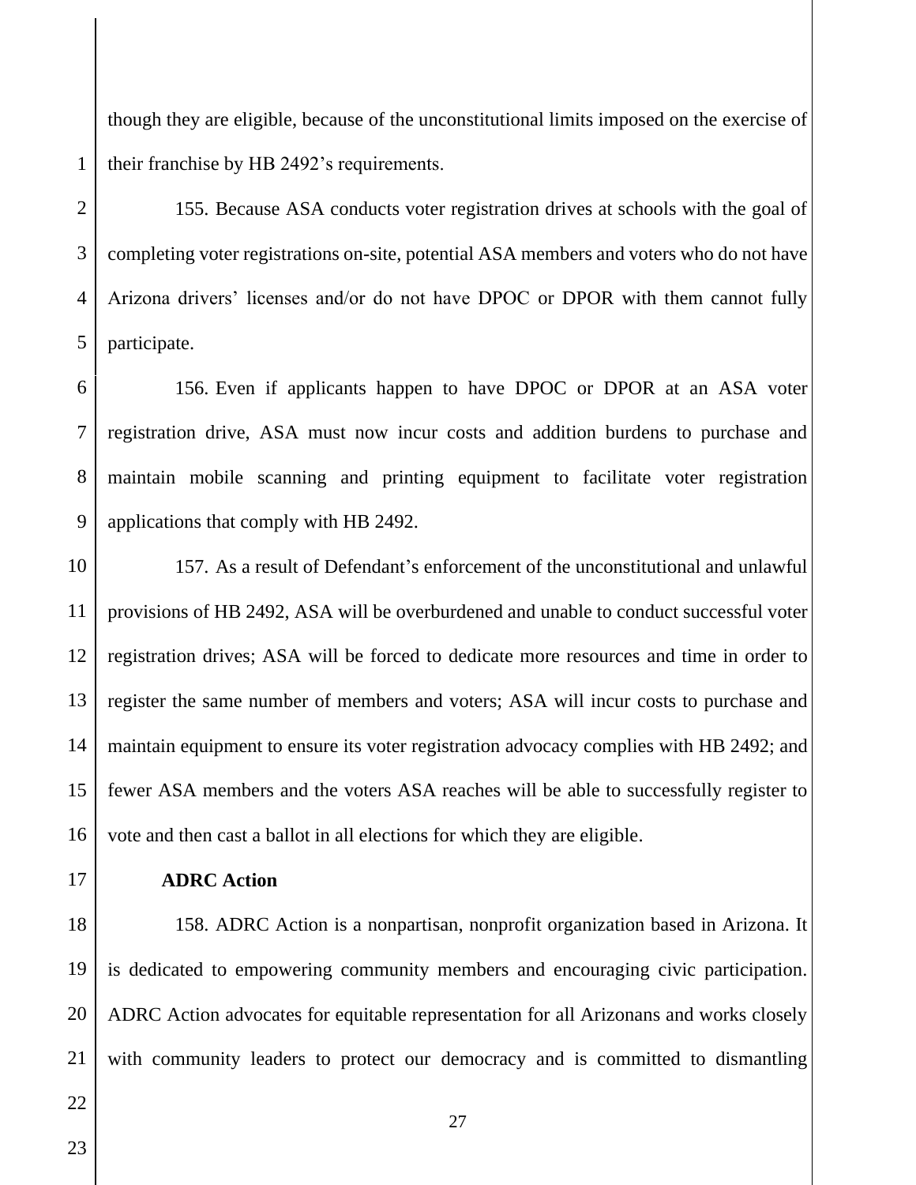though they are eligible, because of the unconstitutional limits imposed on the exercise of their franchise by HB 2492's requirements.

155. Because ASA conducts voter registration drives at schools with the goal of completing voter registrations on-site, potential ASA members and voters who do not have Arizona drivers' licenses and/or do not have DPOC or DPOR with them cannot fully participate.

156. Even if applicants happen to have DPOC or DPOR at an ASA voter registration drive, ASA must now incur costs and addition burdens to purchase and maintain mobile scanning and printing equipment to facilitate voter registration applications that comply with HB 2492.

157. As a result of Defendant's enforcement of the unconstitutional and unlawful provisions of HB 2492, ASA will be overburdened and unable to conduct successful voter registration drives; ASA will be forced to dedicate more resources and time in order to register the same number of members and voters; ASA will incur costs to purchase and maintain equipment to ensure its voter registration advocacy complies with HB 2492; and fewer ASA members and the voters ASA reaches will be able to successfully register to vote and then cast a ballot in all elections for which they are eligible.

**ADRC Action**

158. ADRC Action is a nonpartisan, nonprofit organization based in Arizona. It is dedicated to empowering community members and encouraging civic participation. ADRC Action advocates for equitable representation for all Arizonans and works closely with community leaders to protect our democracy and is committed to dismantling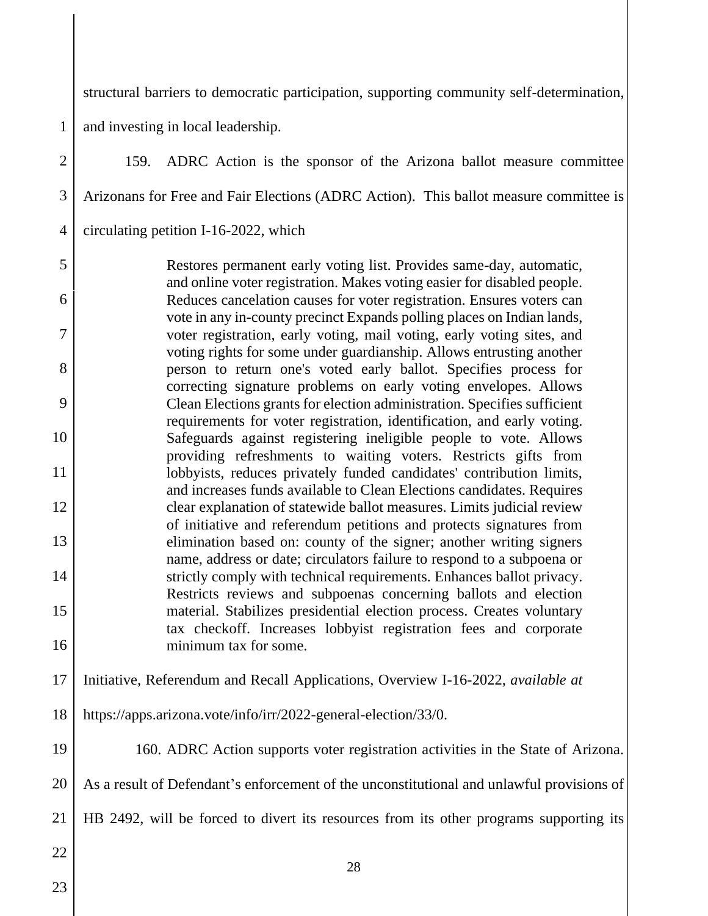structural barriers to democratic participation, supporting community self-determination, and investing in local leadership.

159. ADRC Action is the sponsor of the Arizona ballot measure committee Arizonans for Free and Fair Elections (ADRC Action). This ballot measure committee is circulating petition I-16-2022, which

> Restores permanent early voting list. Provides same-day, automatic, and online voter registration. Makes voting easier for disabled people. Reduces cancelation causes for voter registration. Ensures voters can vote in any in-county precinct Expands polling places on Indian lands, voter registration, early voting, mail voting, early voting sites, and voting rights for some under guardianship. Allows entrusting another person to return one's voted early ballot. Specifies process for correcting signature problems on early voting envelopes. Allows Clean Elections grants for election administration. Specifies sufficient requirements for voter registration, identification, and early voting. Safeguards against registering ineligible people to vote. Allows providing refreshments to waiting voters. Restricts gifts from lobbyists, reduces privately funded candidates' contribution limits, and increases funds available to Clean Elections candidates. Requires clear explanation of statewide ballot measures. Limits judicial review of initiative and referendum petitions and protects signatures from elimination based on: county of the signer; another writing signers name, address or date; circulators failure to respond to a subpoena or strictly comply with technical requirements. Enhances ballot privacy. Restricts reviews and subpoenas concerning ballots and election material. Stabilizes presidential election process. Creates voluntary tax checkoff. Increases lobbyist registration fees and corporate minimum tax for some.

Initiative, Referendum and Recall Applications, Overview I-16-2022, *available at* https://apps.arizona.vote/info/irr/2022-general-election/33/0.

160. ADRC Action supports voter registration activities in the State of Arizona. As a result of Defendant's enforcement of the unconstitutional and unlawful provisions of HB 2492, will be forced to divert its resources from its other programs supporting its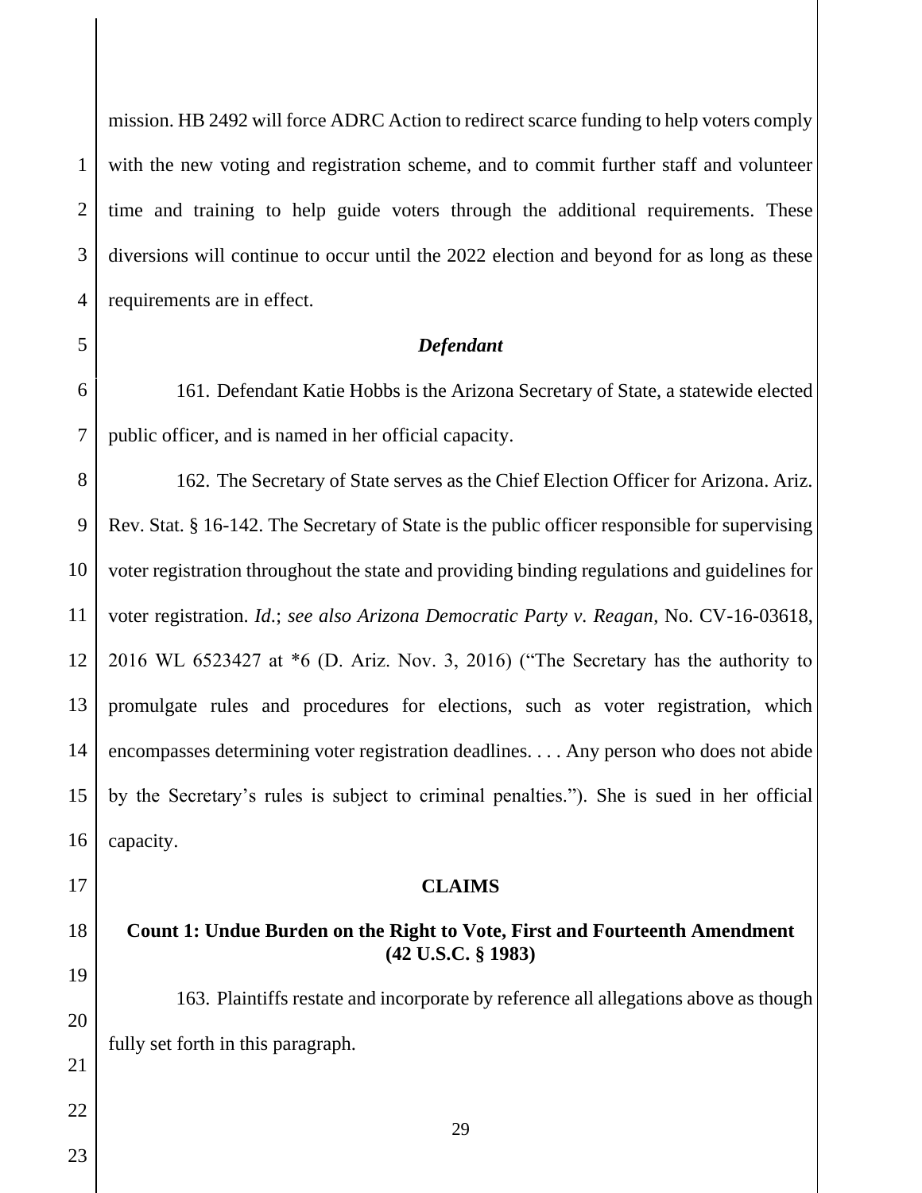mission. HB 2492 will force ADRC Action to redirect scarce funding to help voters comply with the new voting and registration scheme, and to commit further staff and volunteer time and training to help guide voters through the additional requirements. These diversions will continue to occur until the 2022 election and beyond for as long as these requirements are in effect.

### *Defendant*

161. Defendant Katie Hobbs is the Arizona Secretary of State, a statewide elected public officer, and is named in her official capacity.

162. The Secretary of State serves as the Chief Election Officer for Arizona. Ariz. Rev. Stat. § 16-142. The Secretary of State is the public officer responsible for supervising voter registration throughout the state and providing binding regulations and guidelines for voter registration. *Id*.; *see also Arizona Democratic Party v. Reagan*, No. CV-16-03618, 2016 WL 6523427 at *6 (D. Ariz. Nov. 3, 2016) ("The Secretary has the authority to promulgate rules and procedures for elections, such as voter registration, which encompasses determining voter registration deadlines. . . . Any person who does not abide by the Secretary's rules is subject to criminal penalties."). She is sued in her official capacity.

## CLAIMS

### Count 1: Undue Burden on the Right to Vote, First and Fourteenth Amendment (42 U.S.C. § 1983)

163. Plaintiffs restate and incorporate by reference all allegations above as though fully set forth in this paragraph.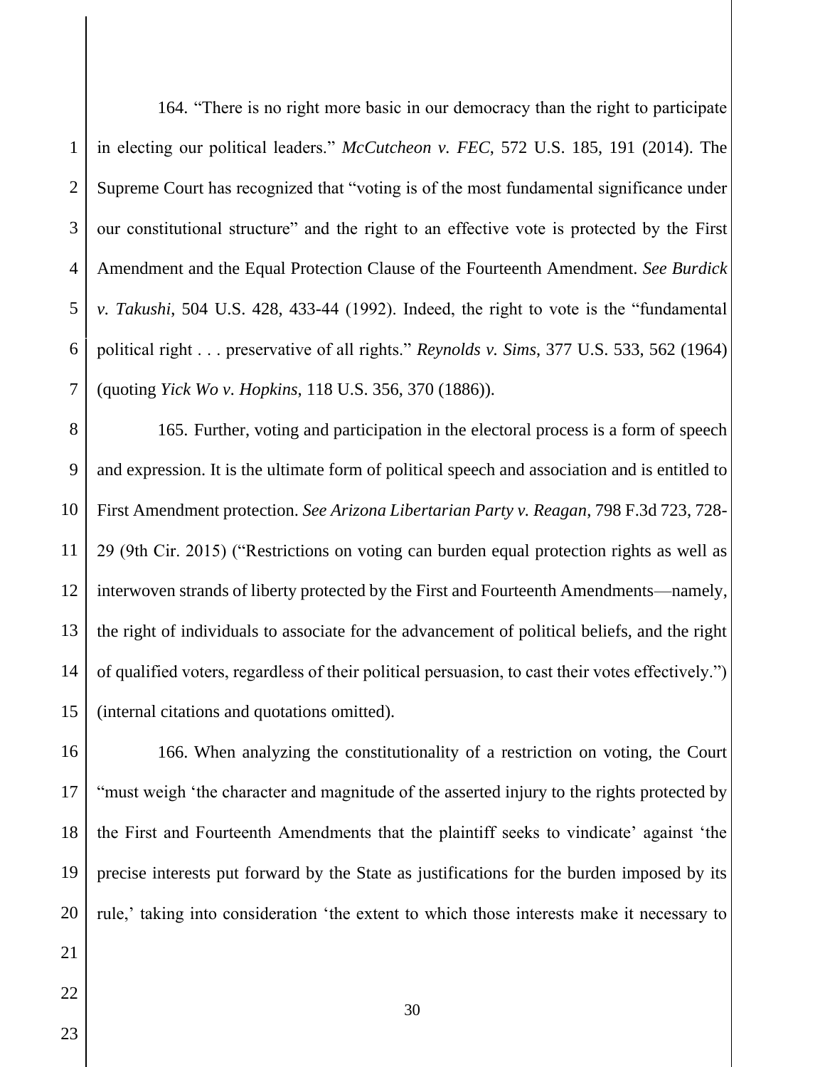164. "There is no right more basic in our democracy than the right to participate in electing our political leaders." *McCutcheon v. FEC*, 572 U.S. 185, 191 (2014). The Supreme Court has recognized that "voting is of the most fundamental significance under our constitutional structure" and the right to an effective vote is protected by the First Amendment and the Equal Protection Clause of the Fourteenth Amendment. *See Burdick v. Takushi*, 504 U.S. 428, 433-44 (1992). Indeed, the right to vote is the "fundamental political right . . . preservative of all rights." *Reynolds v. Sims*, 377 U.S. 533, 562 (1964) (quoting *Yick Wo v. Hopkins*, 118 U.S. 356, 370 (1886)).

165. Further, voting and participation in the electoral process is a form of speech and expression. It is the ultimate form of political speech and association and is entitled to First Amendment protection. *See Arizona Libertarian Party v. Reagan*, 798 F.3d 723, 728-29 (9th Cir. 2015) ("Restrictions on voting can burden equal protection rights as well as interwoven strands of liberty protected by the First and Fourteenth Amendments—namely, the right of individuals to associate for the advancement of political beliefs, and the right of qualified voters, regardless of their political persuasion, to cast their votes effectively.") (internal citations and quotations omitted).

166. When analyzing the constitutionality of a restriction on voting, the Court "must weigh 'the character and magnitude of the asserted injury to the rights protected by the First and Fourteenth Amendments that the plaintiff seeks to vindicate' against 'the precise interests put forward by the State as justifications for the burden imposed by its rule,' taking into consideration 'the extent to which those interests make it necessary to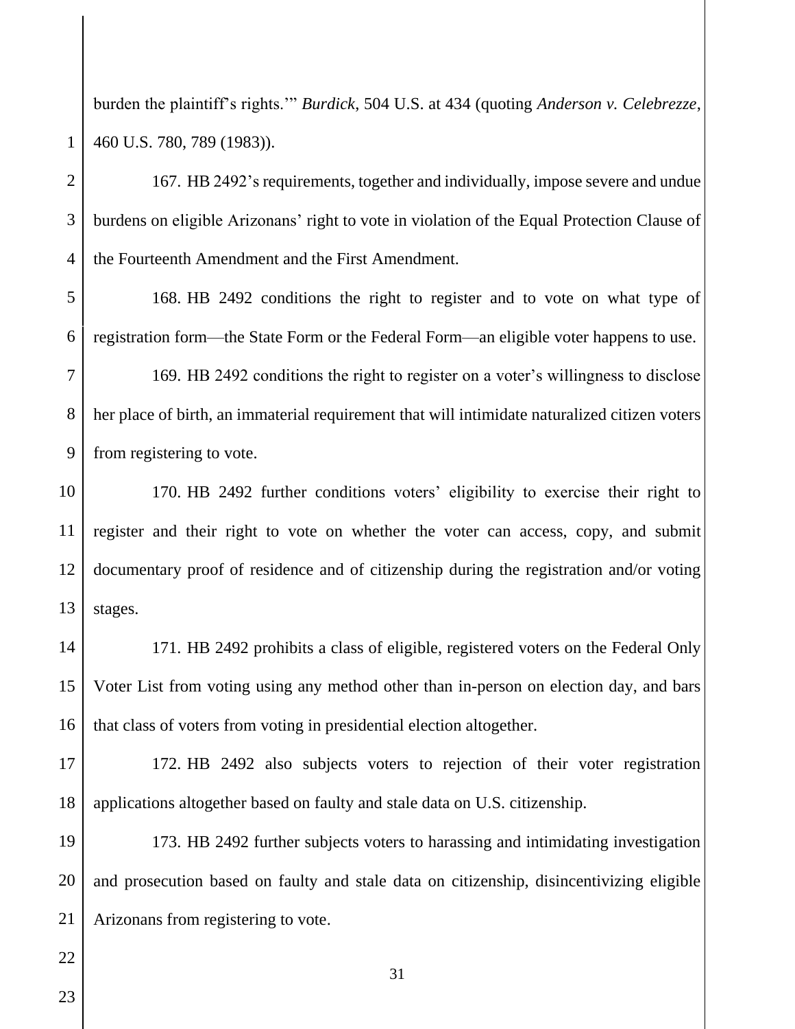burden the plaintiff's rights.'" *Burdick*, 504 U.S. at 434 (quoting *Anderson v. Celebrezze*, 460 U.S. 780, 789 (1983)).

167. HB 2492's requirements, together and individually, impose severe and undue burdens on eligible Arizonans' right to vote in violation of the Equal Protection Clause of the Fourteenth Amendment and the First Amendment.

168. HB 2492 conditions the right to register and to vote on what type of registration form—the State Form or the Federal Form—an eligible voter happens to use.

169. HB 2492 conditions the right to register on a voter's willingness to disclose her place of birth, an immaterial requirement that will intimidate naturalized citizen voters from registering to vote.

170. HB 2492 further conditions voters' eligibility to exercise their right to register and their right to vote on whether the voter can access, copy, and submit documentary proof of residence and of citizenship during the registration and/or voting stages.

171. HB 2492 prohibits a class of eligible, registered voters on the Federal Only Voter List from voting using any method other than in-person on election day, and bars that class of voters from voting in presidential election altogether.

172. HB 2492 also subjects voters to rejection of their voter registration applications altogether based on faulty and stale data on U.S. citizenship.

173. HB 2492 further subjects voters to harassing and intimidating investigation and prosecution based on faulty and stale data on citizenship, disincentivizing eligible Arizonans from registering to vote.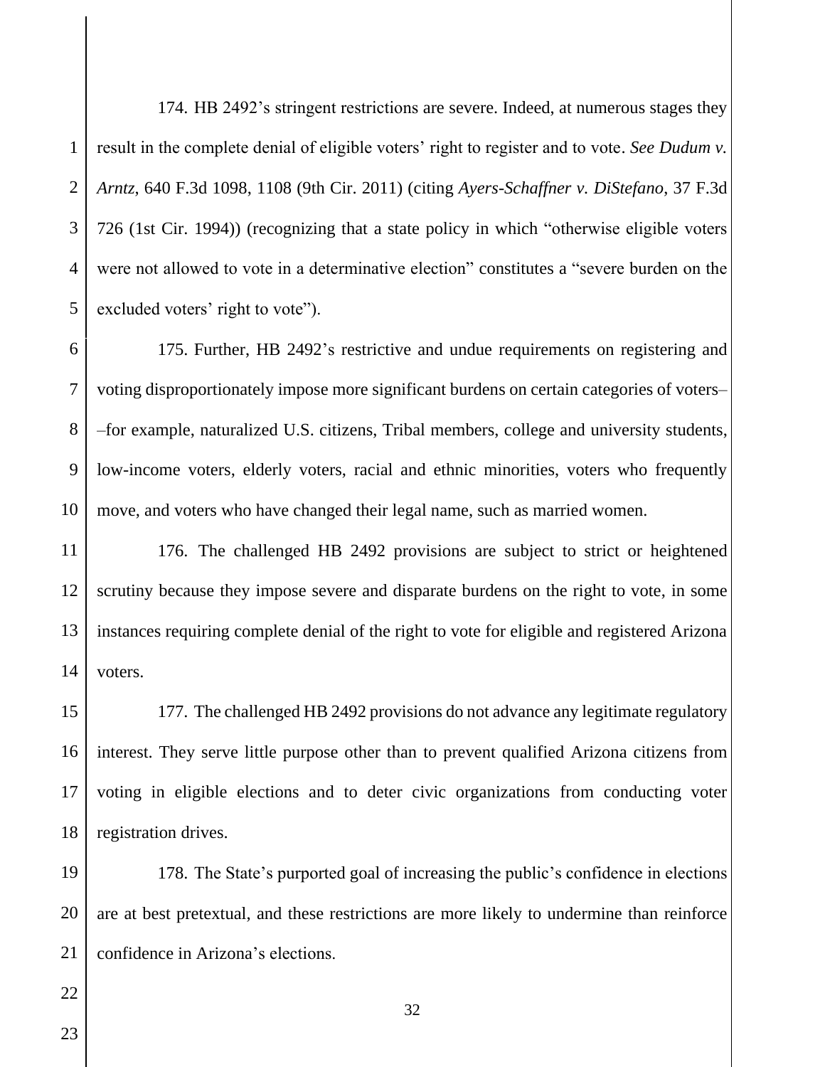174. HB 2492's stringent restrictions are severe. Indeed, at numerous stages they result in the complete denial of eligible voters' right to register and to vote. *See Dudum v. Arntz*, 640 F.3d 1098, 1108 (9th Cir. 2011) (citing *Ayers-Schaffner v. DiStefano*, 37 F.3d 726 (1st Cir. 1994)) (recognizing that a state policy in which "otherwise eligible voters were not allowed to vote in a determinative election" constitutes a "severe burden on the excluded voters' right to vote").

175. Further, HB 2492's restrictive and undue requirements on registering and voting disproportionately impose more significant burdens on certain categories of voters––for example, naturalized U.S. citizens, Tribal members, college and university students, low-income voters, elderly voters, racial and ethnic minorities, voters who frequently move, and voters who have changed their legal name, such as married women.

176. The challenged HB 2492 provisions are subject to strict or heightened scrutiny because they impose severe and disparate burdens on the right to vote, in some instances requiring complete denial of the right to vote for eligible and registered Arizona voters.

177. The challenged HB 2492 provisions do not advance any legitimate regulatory interest. They serve little purpose other than to prevent qualified Arizona citizens from voting in eligible elections and to deter civic organizations from conducting voter registration drives.

178. The State's purported goal of increasing the public's confidence in elections are at best pretextual, and these restrictions are more likely to undermine than reinforce confidence in Arizona's elections.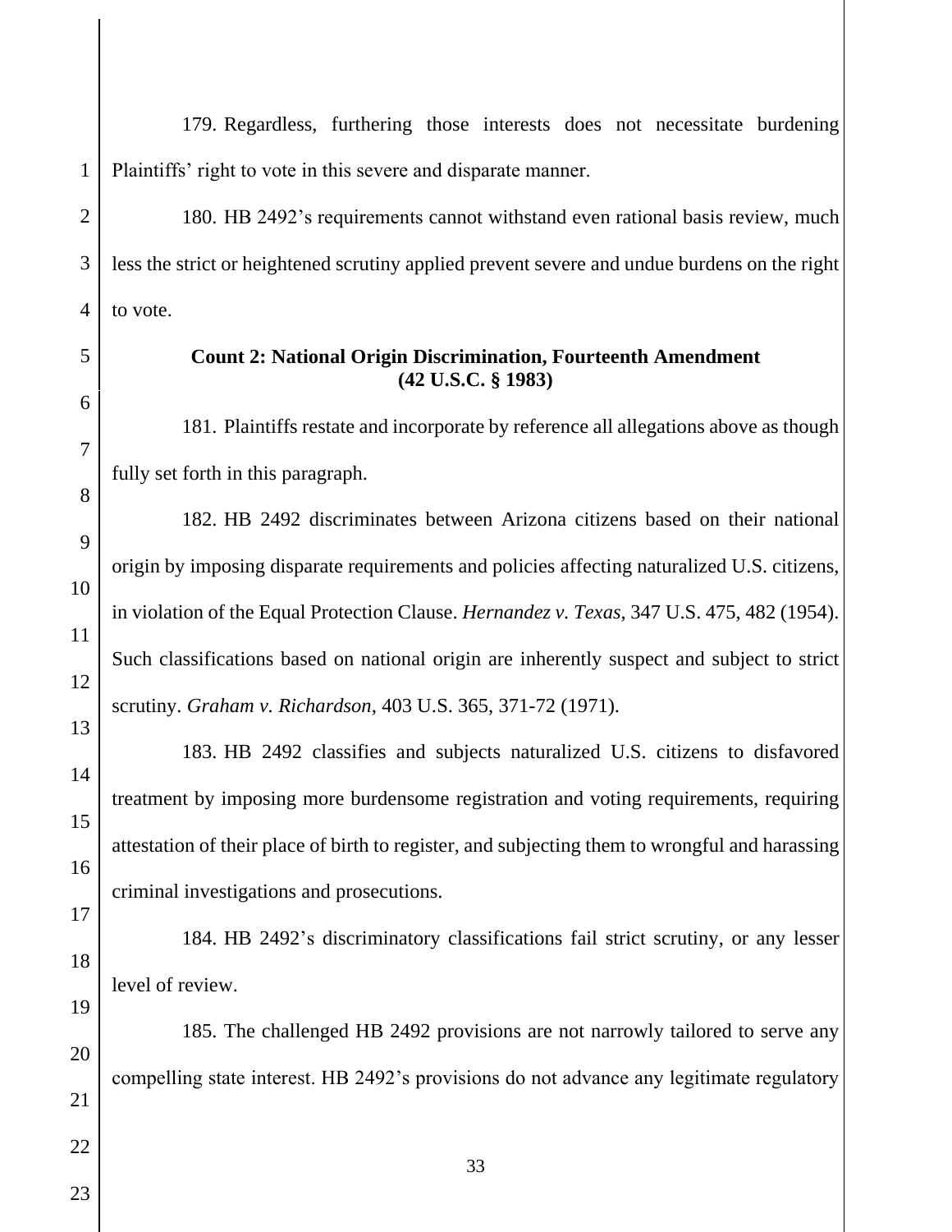179. Regardless, furthering those interests does not necessitate burdening Plaintiffs' right to vote in this severe and disparate manner.

180. HB 2492's requirements cannot withstand even rational basis review, much less the strict or heightened scrutiny applied prevent severe and undue burdens on the right to vote.

**Count 2: National Origin Discrimination, Fourteenth Amendment (42 U.S.C. § 1983)**

181. Plaintiffs restate and incorporate by reference all allegations above as though fully set forth in this paragraph.

182. HB 2492 discriminates between Arizona citizens based on their national origin by imposing disparate requirements and policies affecting naturalized U.S. citizens, in violation of the Equal Protection Clause. *Hernandez v. Texas*, 347 U.S. 475, 482 (1954). Such classifications based on national origin are inherently suspect and subject to strict scrutiny. *Graham v. Richardson*, 403 U.S. 365, 371-72 (1971).

183. HB 2492 classifies and subjects naturalized U.S. citizens to disfavored treatment by imposing more burdensome registration and voting requirements, requiring attestation of their place of birth to register, and subjecting them to wrongful and harassing criminal investigations and prosecutions.

184. HB 2492's discriminatory classifications fail strict scrutiny, or any lesser level of review.

185. The challenged HB 2492 provisions are not narrowly tailored to serve any compelling state interest. HB 2492's provisions do not advance any legitimate regulatory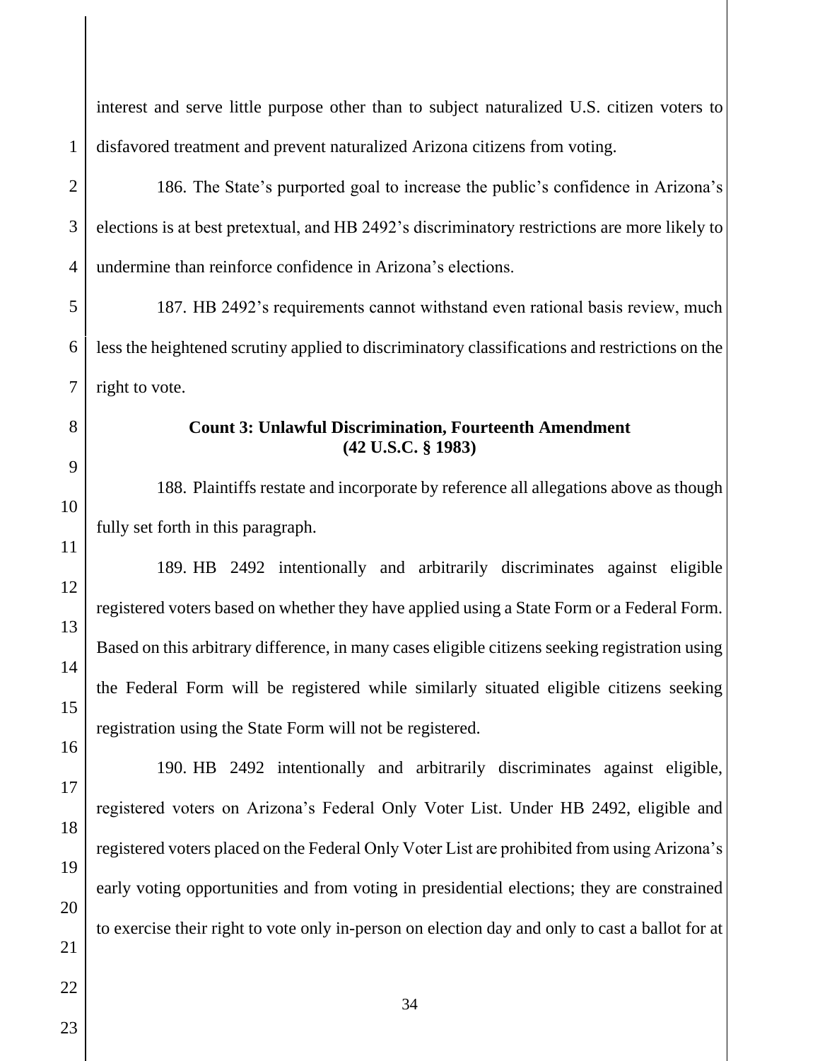interest and serve little purpose other than to subject naturalized U.S. citizen voters to disfavored treatment and prevent naturalized Arizona citizens from voting.

186. The State's purported goal to increase the public's confidence in Arizona's elections is at best pretextual, and HB 2492's discriminatory restrictions are more likely to undermine than reinforce confidence in Arizona's elections.

187. HB 2492's requirements cannot withstand even rational basis review, much less the heightened scrutiny applied to discriminatory classifications and restrictions on the right to vote.

**Count 3: Unlawful Discrimination, Fourteenth Amendment (42 U.S.C. § 1983)**

188. Plaintiffs restate and incorporate by reference all allegations above as though fully set forth in this paragraph.

189. HB 2492 intentionally and arbitrarily discriminates against eligible registered voters based on whether they have applied using a State Form or a Federal Form. Based on this arbitrary difference, in many cases eligible citizens seeking registration using the Federal Form will be registered while similarly situated eligible citizens seeking registration using the State Form will not be registered.

190. HB 2492 intentionally and arbitrarily discriminates against eligible, registered voters on Arizona's Federal Only Voter List. Under HB 2492, eligible and registered voters placed on the Federal Only Voter List are prohibited from using Arizona's early voting opportunities and from voting in presidential elections; they are constrained to exercise their right to vote only in-person on election day and only to cast a ballot for at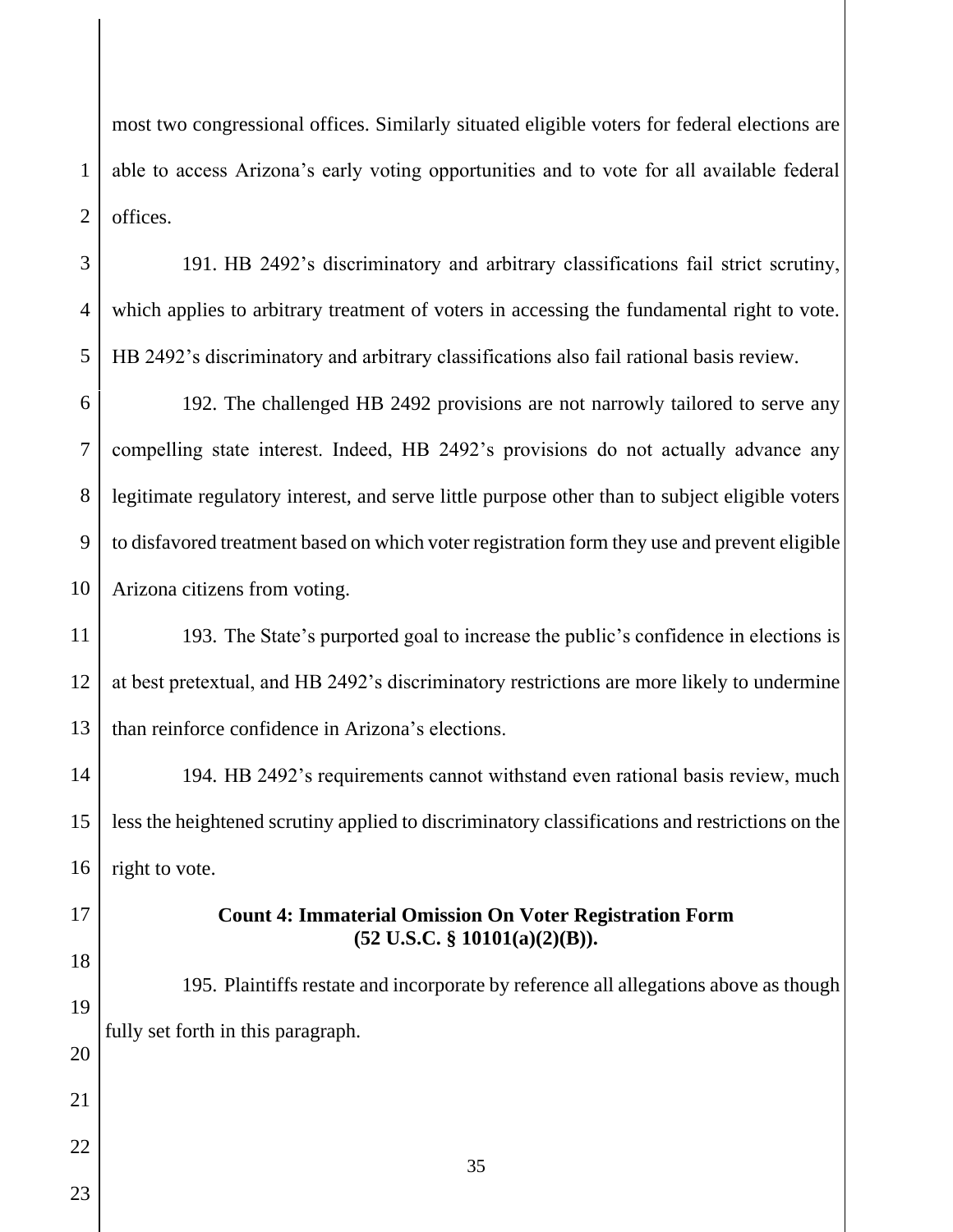most two congressional offices. Similarly situated eligible voters for federal elections are able to access Arizona's early voting opportunities and to vote for all available federal offices.

191. HB 2492's discriminatory and arbitrary classifications fail strict scrutiny, which applies to arbitrary treatment of voters in accessing the fundamental right to vote. HB 2492's discriminatory and arbitrary classifications also fail rational basis review.

192. The challenged HB 2492 provisions are not narrowly tailored to serve any compelling state interest. Indeed, HB 2492's provisions do not actually advance any legitimate regulatory interest, and serve little purpose other than to subject eligible voters to disfavored treatment based on which voter registration form they use and prevent eligible Arizona citizens from voting.

193. The State's purported goal to increase the public's confidence in elections is at best pretextual, and HB 2492's discriminatory restrictions are more likely to undermine than reinforce confidence in Arizona's elections.

194. HB 2492's requirements cannot withstand even rational basis review, much less the heightened scrutiny applied to discriminatory classifications and restrictions on the right to vote.

**Count 4: Immaterial Omission On Voter Registration Form (52 U.S.C. § 10101(a)(2)(B)).**

195. Plaintiffs restate and incorporate by reference all allegations above as though fully set forth in this paragraph.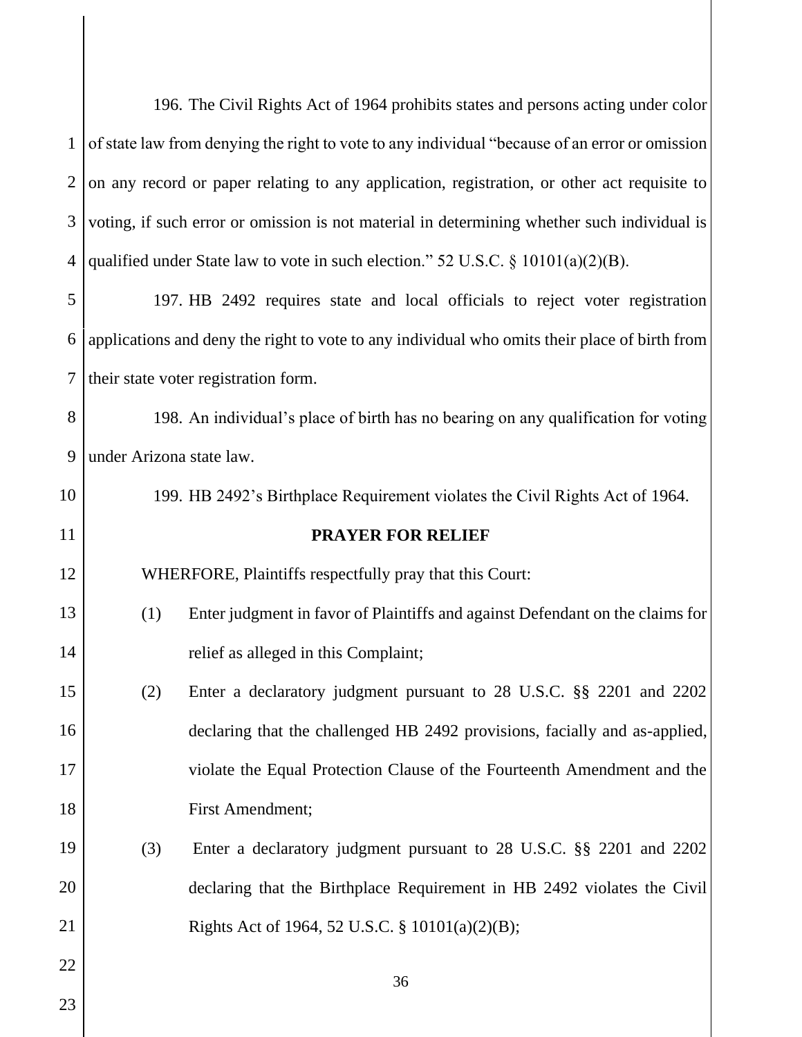196. The Civil Rights Act of 1964 prohibits states and persons acting under color of state law from denying the right to vote to any individual "because of an error or omission on any record or paper relating to any application, registration, or other act requisite to voting, if such error or omission is not material in determining whether such individual is qualified under State law to vote in such election." 52 U.S.C. § 10101(a)(2)(B).

197. HB 2492 requires state and local officials to reject voter registration applications and deny the right to vote to any individual who omits their place of birth from their state voter registration form.

198. An individual's place of birth has no bearing on any qualification for voting under Arizona state law.

199. HB 2492's Birthplace Requirement violates the Civil Rights Act of 1964.

**PRAYER FOR RELIEF**

WHERFORE, Plaintiffs respectfully pray that this Court:

(1) Enter judgment in favor of Plaintiffs and against Defendant on the claims for relief as alleged in this Complaint;

(2) Enter a declaratory judgment pursuant to 28 U.S.C. §§ 2201 and 2202 declaring that the challenged HB 2492 provisions, facially and as-applied, violate the Equal Protection Clause of the Fourteenth Amendment and the First Amendment;

(3) Enter a declaratory judgment pursuant to 28 U.S.C. §§ 2201 and 2202 declaring that the Birthplace Requirement in HB 2492 violates the Civil Rights Act of 1964, 52 U.S.C. § 10101(a)(2)(B);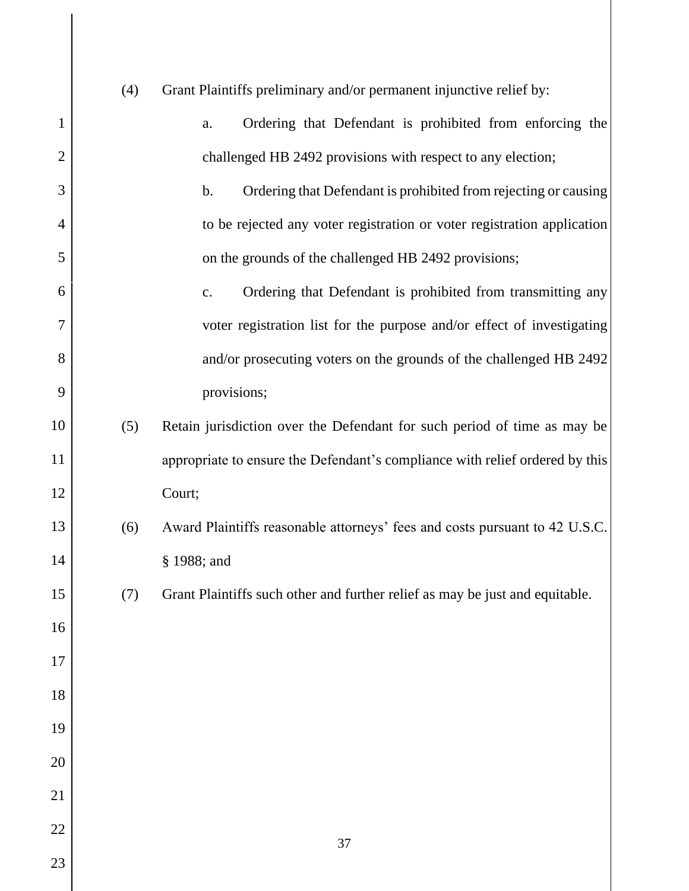(4) Grant Plaintiffs preliminary and/or permanent injunctive relief by:

   a. Ordering that Defendant is prohibited from enforcing the challenged HB 2492 provisions with respect to any election;

   b. Ordering that Defendant is prohibited from rejecting or causing to be rejected any voter registration or voter registration application on the grounds of the challenged HB 2492 provisions;

   c. Ordering that Defendant is prohibited from transmitting any voter registration list for the purpose and/or effect of investigating and/or prosecuting voters on the grounds of the challenged HB 2492 provisions;

(5) Retain jurisdiction over the Defendant for such period of time as may be appropriate to ensure the Defendant's compliance with relief ordered by this Court;

(6) Award Plaintiffs reasonable attorneys' fees and costs pursuant to 42 U.S.C. § 1988; and

(7) Grant Plaintiffs such other and further relief as may be just and equitable.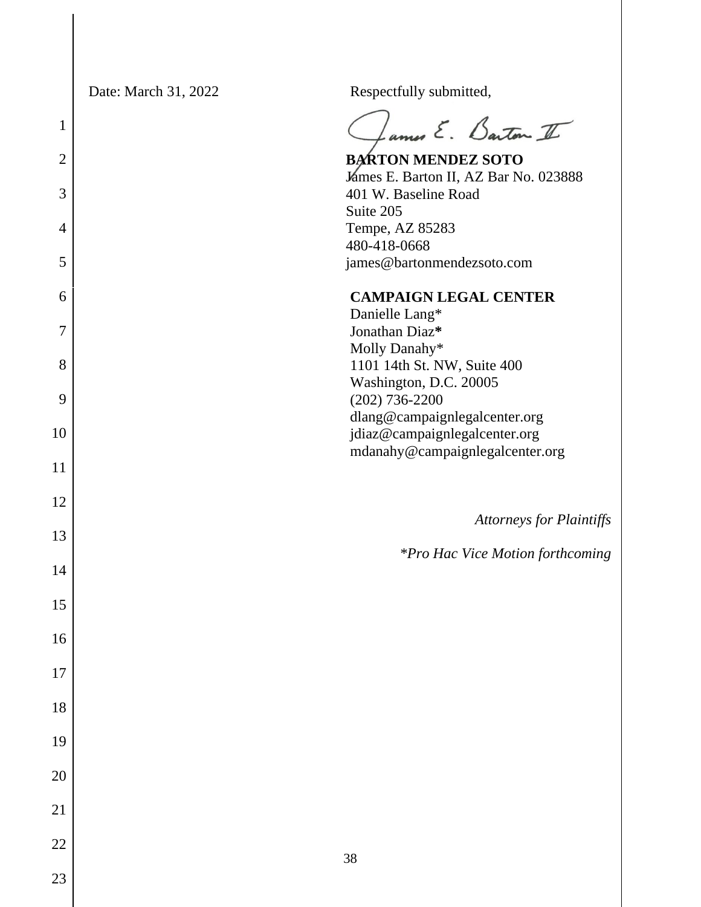Date: March 31, 2022

Respectfully submitted,

/s/ James E. Barton II

**BARTON MENDEZ SOTO**
James E. Barton II, AZ Bar No. 023888
401 W. Baseline Road
Suite 205
Tempe, AZ 85283
480-418-0668
james@bartonmendezsoto.com

**CAMPAIGN LEGAL CENTER**
Danielle Lang*
Jonathan Diaz*
Molly Danahy*
1101 14th St. NW, Suite 400
Washington, D.C. 20005
(202) 736-2200
dlang@campaignlegalcenter.org
jdiaz@campaignlegalcenter.org
mdanahy@campaignlegalcenter.org

*Attorneys for Plaintiffs*

*\*Pro Hac Vice Motion forthcoming*